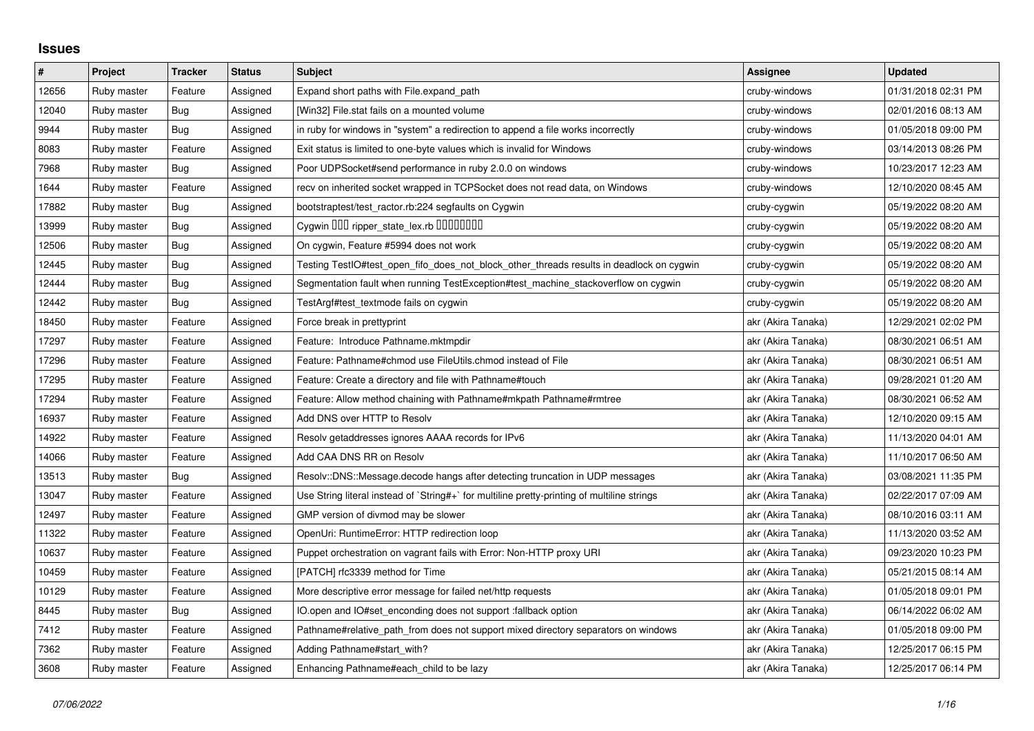## Issues

| # | Project | Tracker | Status | Subject | Assignee | Updated |
|---|---|---|---|---|---|---|
| 12656 | Ruby master | Feature | Assigned | Expand short paths with File.expand_path | cruby-windows | 01/31/2018 02:31 PM |
| 12040 | Ruby master | Bug | Assigned | [Win32] File.stat fails on a mounted volume | cruby-windows | 02/01/2016 08:13 AM |
| 9944 | Ruby master | Bug | Assigned | in ruby for windows in "system" a redirection to append a file works incorrectly | cruby-windows | 01/05/2018 09:00 PM |
| 8083 | Ruby master | Feature | Assigned | Exit status is limited to one-byte values which is invalid for Windows | cruby-windows | 03/14/2013 08:26 PM |
| 7968 | Ruby master | Bug | Assigned | Poor UDPSocket#send performance in ruby 2.0.0 on windows | cruby-windows | 10/23/2017 12:23 AM |
| 1644 | Ruby master | Feature | Assigned | recv on inherited socket wrapped in TCPSocket does not read data, on Windows | cruby-windows | 12/10/2020 08:45 AM |
| 17882 | Ruby master | Bug | Assigned | bootstraptest/test_ractor.rb:224 segfaults on Cygwin | cruby-cygwin | 05/19/2022 08:20 AM |
| 13999 | Ruby master | Bug | Assigned | Cygwin ��� ripper_state_lex.rb �������� | cruby-cygwin | 05/19/2022 08:20 AM |
| 12506 | Ruby master | Bug | Assigned | On cygwin, Feature #5994 does not work | cruby-cygwin | 05/19/2022 08:20 AM |
| 12445 | Ruby master | Bug | Assigned | Testing TestIO#test_open_fifo_does_not_block_other_threads results in deadlock on cygwin | cruby-cygwin | 05/19/2022 08:20 AM |
| 12444 | Ruby master | Bug | Assigned | Segmentation fault when running TestException#test_machine_stackoverflow on cygwin | cruby-cygwin | 05/19/2022 08:20 AM |
| 12442 | Ruby master | Bug | Assigned | TestArgf#test_textmode fails on cygwin | cruby-cygwin | 05/19/2022 08:20 AM |
| 18450 | Ruby master | Feature | Assigned | Force break in prettyprint | akr (Akira Tanaka) | 12/29/2021 02:02 PM |
| 17297 | Ruby master | Feature | Assigned | Feature: Introduce Pathname.mktmpdir | akr (Akira Tanaka) | 08/30/2021 06:51 AM |
| 17296 | Ruby master | Feature | Assigned | Feature: Pathname#chmod use FileUtils.chmod instead of File | akr (Akira Tanaka) | 08/30/2021 06:51 AM |
| 17295 | Ruby master | Feature | Assigned | Feature: Create a directory and file with Pathname#touch | akr (Akira Tanaka) | 09/28/2021 01:20 AM |
| 17294 | Ruby master | Feature | Assigned | Feature: Allow method chaining with Pathname#mkpath Pathname#rmtree | akr (Akira Tanaka) | 08/30/2021 06:52 AM |
| 16937 | Ruby master | Feature | Assigned | Add DNS over HTTP to Resolv | akr (Akira Tanaka) | 12/10/2020 09:15 AM |
| 14922 | Ruby master | Feature | Assigned | Resolv getaddresses ignores AAAA records for IPv6 | akr (Akira Tanaka) | 11/13/2020 04:01 AM |
| 14066 | Ruby master | Feature | Assigned | Add CAA DNS RR on Resolv | akr (Akira Tanaka) | 11/10/2017 06:50 AM |
| 13513 | Ruby master | Bug | Assigned | Resolv::DNS::Message.decode hangs after detecting truncation in UDP messages | akr (Akira Tanaka) | 03/08/2021 11:35 PM |
| 13047 | Ruby master | Feature | Assigned | Use String literal instead of `String#+` for multiline pretty-printing of multiline strings | akr (Akira Tanaka) | 02/22/2017 07:09 AM |
| 12497 | Ruby master | Feature | Assigned | GMP version of divmod may be slower | akr (Akira Tanaka) | 08/10/2016 03:11 AM |
| 11322 | Ruby master | Feature | Assigned | OpenUri: RuntimeError: HTTP redirection loop | akr (Akira Tanaka) | 11/13/2020 03:52 AM |
| 10637 | Ruby master | Feature | Assigned | Puppet orchestration on vagrant fails with Error: Non-HTTP proxy URI | akr (Akira Tanaka) | 09/23/2020 10:23 PM |
| 10459 | Ruby master | Feature | Assigned | [PATCH] rfc3339 method for Time | akr (Akira Tanaka) | 05/21/2015 08:14 AM |
| 10129 | Ruby master | Feature | Assigned | More descriptive error message for failed net/http requests | akr (Akira Tanaka) | 01/05/2018 09:01 PM |
| 8445 | Ruby master | Bug | Assigned | IO.open and IO#set_enconding does not support :fallback option | akr (Akira Tanaka) | 06/14/2022 06:02 AM |
| 7412 | Ruby master | Feature | Assigned | Pathname#relative_path_from does not support mixed directory separators on windows | akr (Akira Tanaka) | 01/05/2018 09:00 PM |
| 7362 | Ruby master | Feature | Assigned | Adding Pathname#start_with? | akr (Akira Tanaka) | 12/25/2017 06:15 PM |
| 3608 | Ruby master | Feature | Assigned | Enhancing Pathname#each_child to be lazy | akr (Akira Tanaka) | 12/25/2017 06:14 PM |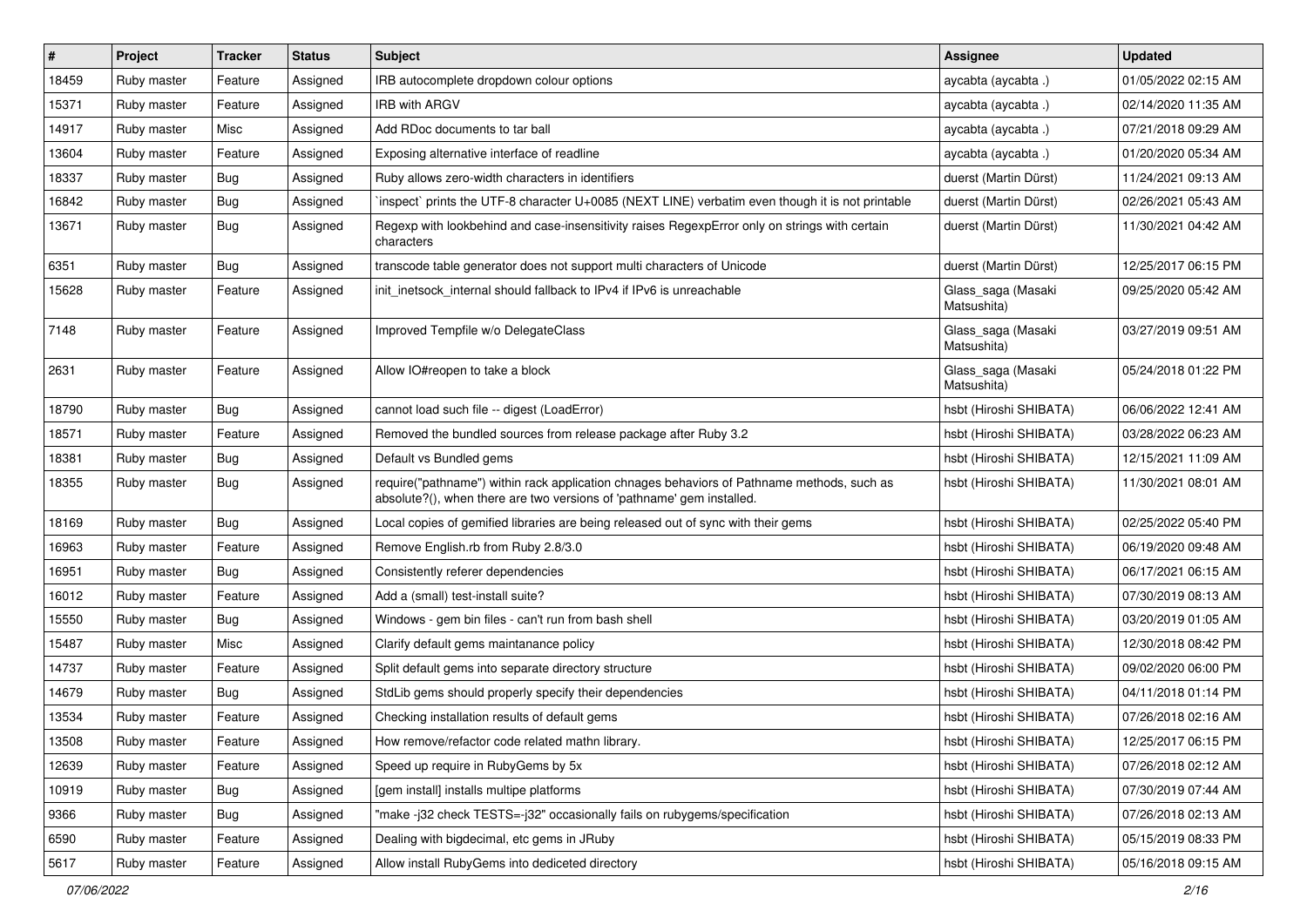| # | Project | Tracker | Status | Subject | Assignee | Updated |
|---|---|---|---|---|---|---|
| 18459 | Ruby master | Feature | Assigned | IRB autocomplete dropdown colour options | aycabta (aycabta .) | 01/05/2022 02:15 AM |
| 15371 | Ruby master | Feature | Assigned | IRB with ARGV | aycabta (aycabta .) | 02/14/2020 11:35 AM |
| 14917 | Ruby master | Misc | Assigned | Add RDoc documents to tar ball | aycabta (aycabta .) | 07/21/2018 09:29 AM |
| 13604 | Ruby master | Feature | Assigned | Exposing alternative interface of readline | aycabta (aycabta .) | 01/20/2020 05:34 AM |
| 18337 | Ruby master | Bug | Assigned | Ruby allows zero-width characters in identifiers | duerst (Martin Dürst) | 11/24/2021 09:13 AM |
| 16842 | Ruby master | Bug | Assigned | `inspect` prints the UTF-8 character U+0085 (NEXT LINE) verbatim even though it is not printable | duerst (Martin Dürst) | 02/26/2021 05:43 AM |
| 13671 | Ruby master | Bug | Assigned | Regexp with lookbehind and case-insensitivity raises RegexpError only on strings with certain characters | duerst (Martin Dürst) | 11/30/2021 04:42 AM |
| 6351 | Ruby master | Bug | Assigned | transcode table generator does not support multi characters of Unicode | duerst (Martin Dürst) | 12/25/2017 06:15 PM |
| 15628 | Ruby master | Feature | Assigned | init_inetsock_internal should fallback to IPv4 if IPv6 is unreachable | Glass_saga (Masaki Matsushita) | 09/25/2020 05:42 AM |
| 7148 | Ruby master | Feature | Assigned | Improved Tempfile w/o DelegateClass | Glass_saga (Masaki Matsushita) | 03/27/2019 09:51 AM |
| 2631 | Ruby master | Feature | Assigned | Allow IO#reopen to take a block | Glass_saga (Masaki Matsushita) | 05/24/2018 01:22 PM |
| 18790 | Ruby master | Bug | Assigned | cannot load such file -- digest (LoadError) | hsbt (Hiroshi SHIBATA) | 06/06/2022 12:41 AM |
| 18571 | Ruby master | Feature | Assigned | Removed the bundled sources from release package after Ruby 3.2 | hsbt (Hiroshi SHIBATA) | 03/28/2022 06:23 AM |
| 18381 | Ruby master | Bug | Assigned | Default vs Bundled gems | hsbt (Hiroshi SHIBATA) | 12/15/2021 11:09 AM |
| 18355 | Ruby master | Bug | Assigned | require("pathname") within rack application chnages behaviors of Pathname methods, such as absolute?(), when there are two versions of 'pathname' gem installed. | hsbt (Hiroshi SHIBATA) | 11/30/2021 08:01 AM |
| 18169 | Ruby master | Bug | Assigned | Local copies of gemified libraries are being released out of sync with their gems | hsbt (Hiroshi SHIBATA) | 02/25/2022 05:40 PM |
| 16963 | Ruby master | Feature | Assigned | Remove English.rb from Ruby 2.8/3.0 | hsbt (Hiroshi SHIBATA) | 06/19/2020 09:48 AM |
| 16951 | Ruby master | Bug | Assigned | Consistently referer dependencies | hsbt (Hiroshi SHIBATA) | 06/17/2021 06:15 AM |
| 16012 | Ruby master | Feature | Assigned | Add a (small) test-install suite? | hsbt (Hiroshi SHIBATA) | 07/30/2019 08:13 AM |
| 15550 | Ruby master | Bug | Assigned | Windows - gem bin files - can't run from bash shell | hsbt (Hiroshi SHIBATA) | 03/20/2019 01:05 AM |
| 15487 | Ruby master | Misc | Assigned | Clarify default gems maintanance policy | hsbt (Hiroshi SHIBATA) | 12/30/2018 08:42 PM |
| 14737 | Ruby master | Feature | Assigned | Split default gems into separate directory structure | hsbt (Hiroshi SHIBATA) | 09/02/2020 06:00 PM |
| 14679 | Ruby master | Bug | Assigned | StdLib gems should properly specify their dependencies | hsbt (Hiroshi SHIBATA) | 04/11/2018 01:14 PM |
| 13534 | Ruby master | Feature | Assigned | Checking installation results of default gems | hsbt (Hiroshi SHIBATA) | 07/26/2018 02:16 AM |
| 13508 | Ruby master | Feature | Assigned | How remove/refactor code related mathn library. | hsbt (Hiroshi SHIBATA) | 12/25/2017 06:15 PM |
| 12639 | Ruby master | Feature | Assigned | Speed up require in RubyGems by 5x | hsbt (Hiroshi SHIBATA) | 07/26/2018 02:12 AM |
| 10919 | Ruby master | Bug | Assigned | [gem install] installs multipe platforms | hsbt (Hiroshi SHIBATA) | 07/30/2019 07:44 AM |
| 9366 | Ruby master | Bug | Assigned | "make -j32 check TESTS=-j32" occasionally fails on rubygems/specification | hsbt (Hiroshi SHIBATA) | 07/26/2018 02:13 AM |
| 6590 | Ruby master | Feature | Assigned | Dealing with bigdecimal, etc gems in JRuby | hsbt (Hiroshi SHIBATA) | 05/15/2019 08:33 PM |
| 5617 | Ruby master | Feature | Assigned | Allow install RubyGems into dediceted directory | hsbt (Hiroshi SHIBATA) | 05/16/2018 09:15 AM |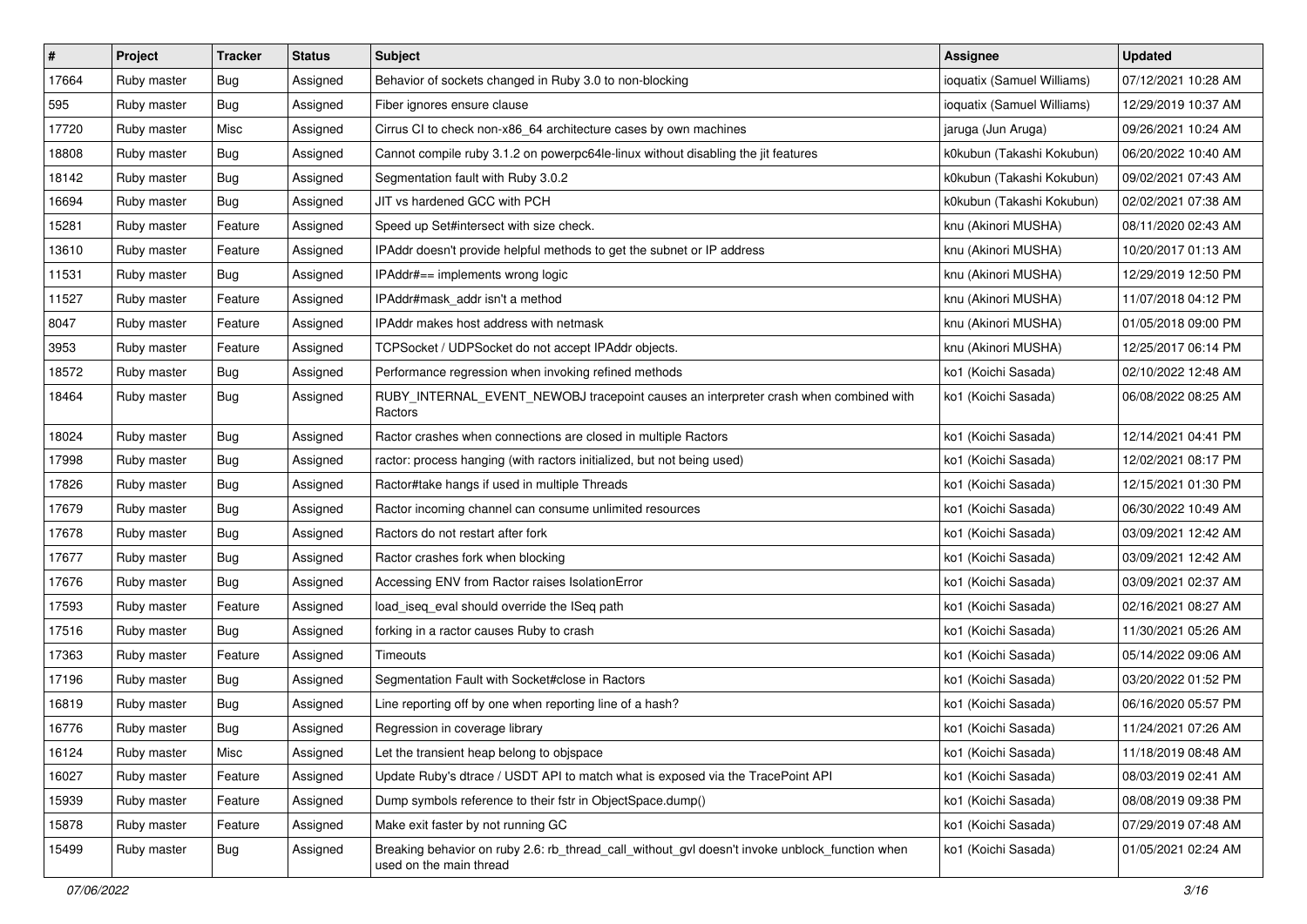| # | Project | Tracker | Status | Subject | Assignee | Updated |
|---|---|---|---|---|---|---|
| 17664 | Ruby master | Bug | Assigned | Behavior of sockets changed in Ruby 3.0 to non-blocking | ioquatix (Samuel Williams) | 07/12/2021 10:28 AM |
| 595 | Ruby master | Bug | Assigned | Fiber ignores ensure clause | ioquatix (Samuel Williams) | 12/29/2019 10:37 AM |
| 17720 | Ruby master | Misc | Assigned | Cirrus CI to check non-x86_64 architecture cases by own machines | jaruga (Jun Aruga) | 09/26/2021 10:24 AM |
| 18808 | Ruby master | Bug | Assigned | Cannot compile ruby 3.1.2 on powerpc64le-linux without disabling the jit features | k0kubun (Takashi Kokubun) | 06/20/2022 10:40 AM |
| 18142 | Ruby master | Bug | Assigned | Segmentation fault with Ruby 3.0.2 | k0kubun (Takashi Kokubun) | 09/02/2021 07:43 AM |
| 16694 | Ruby master | Bug | Assigned | JIT vs hardened GCC with PCH | k0kubun (Takashi Kokubun) | 02/02/2021 07:38 AM |
| 15281 | Ruby master | Feature | Assigned | Speed up Set#intersect with size check. | knu (Akinori MUSHA) | 08/11/2020 02:43 AM |
| 13610 | Ruby master | Feature | Assigned | IPAddr doesn't provide helpful methods to get the subnet or IP address | knu (Akinori MUSHA) | 10/20/2017 01:13 AM |
| 11531 | Ruby master | Bug | Assigned | IPAddr#== implements wrong logic | knu (Akinori MUSHA) | 12/29/2019 12:50 PM |
| 11527 | Ruby master | Feature | Assigned | IPAddr#mask_addr isn't a method | knu (Akinori MUSHA) | 11/07/2018 04:12 PM |
| 8047 | Ruby master | Feature | Assigned | IPAddr makes host address with netmask | knu (Akinori MUSHA) | 01/05/2018 09:00 PM |
| 3953 | Ruby master | Feature | Assigned | TCPSocket / UDPSocket do not accept IPAddr objects. | knu (Akinori MUSHA) | 12/25/2017 06:14 PM |
| 18572 | Ruby master | Bug | Assigned | Performance regression when invoking refined methods | ko1 (Koichi Sasada) | 02/10/2022 12:48 AM |
| 18464 | Ruby master | Bug | Assigned | RUBY_INTERNAL_EVENT_NEWOBJ tracepoint causes an interpreter crash when combined with Ractors | ko1 (Koichi Sasada) | 06/08/2022 08:25 AM |
| 18024 | Ruby master | Bug | Assigned | Ractor crashes when connections are closed in multiple Ractors | ko1 (Koichi Sasada) | 12/14/2021 04:41 PM |
| 17998 | Ruby master | Bug | Assigned | ractor: process hanging (with ractors initialized, but not being used) | ko1 (Koichi Sasada) | 12/02/2021 08:17 PM |
| 17826 | Ruby master | Bug | Assigned | Ractor#take hangs if used in multiple Threads | ko1 (Koichi Sasada) | 12/15/2021 01:30 PM |
| 17679 | Ruby master | Bug | Assigned | Ractor incoming channel can consume unlimited resources | ko1 (Koichi Sasada) | 06/30/2022 10:49 AM |
| 17678 | Ruby master | Bug | Assigned | Ractors do not restart after fork | ko1 (Koichi Sasada) | 03/09/2021 12:42 AM |
| 17677 | Ruby master | Bug | Assigned | Ractor crashes fork when blocking | ko1 (Koichi Sasada) | 03/09/2021 12:42 AM |
| 17676 | Ruby master | Bug | Assigned | Accessing ENV from Ractor raises IsolationError | ko1 (Koichi Sasada) | 03/09/2021 02:37 AM |
| 17593 | Ruby master | Feature | Assigned | load_iseq_eval should override the ISeq path | ko1 (Koichi Sasada) | 02/16/2021 08:27 AM |
| 17516 | Ruby master | Bug | Assigned | forking in a ractor causes Ruby to crash | ko1 (Koichi Sasada) | 11/30/2021 05:26 AM |
| 17363 | Ruby master | Feature | Assigned | Timeouts | ko1 (Koichi Sasada) | 05/14/2022 09:06 AM |
| 17196 | Ruby master | Bug | Assigned | Segmentation Fault with Socket#close in Ractors | ko1 (Koichi Sasada) | 03/20/2022 01:52 PM |
| 16819 | Ruby master | Bug | Assigned | Line reporting off by one when reporting line of a hash? | ko1 (Koichi Sasada) | 06/16/2020 05:57 PM |
| 16776 | Ruby master | Bug | Assigned | Regression in coverage library | ko1 (Koichi Sasada) | 11/24/2021 07:26 AM |
| 16124 | Ruby master | Misc | Assigned | Let the transient heap belong to objspace | ko1 (Koichi Sasada) | 11/18/2019 08:48 AM |
| 16027 | Ruby master | Feature | Assigned | Update Ruby's dtrace / USDT API to match what is exposed via the TracePoint API | ko1 (Koichi Sasada) | 08/03/2019 02:41 AM |
| 15939 | Ruby master | Feature | Assigned | Dump symbols reference to their fstr in ObjectSpace.dump() | ko1 (Koichi Sasada) | 08/08/2019 09:38 PM |
| 15878 | Ruby master | Feature | Assigned | Make exit faster by not running GC | ko1 (Koichi Sasada) | 07/29/2019 07:48 AM |
| 15499 | Ruby master | Bug | Assigned | Breaking behavior on ruby 2.6: rb_thread_call_without_gvl doesn't invoke unblock_function when used on the main thread | ko1 (Koichi Sasada) | 01/05/2021 02:24 AM |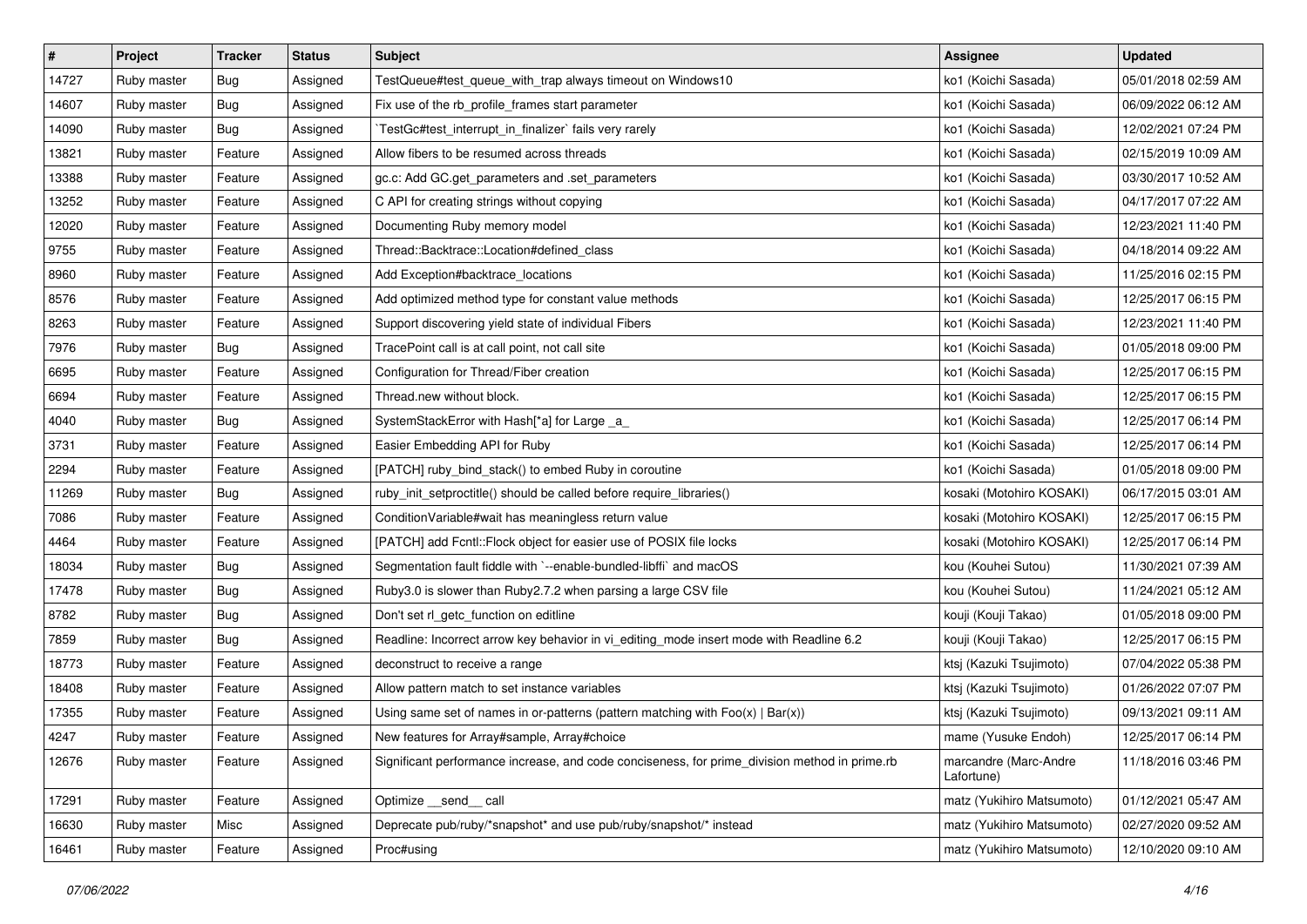| # | Project | Tracker | Status | Subject | Assignee | Updated |
| --- | --- | --- | --- | --- | --- | --- |
| 14727 | Ruby master | Bug | Assigned | TestQueue#test_queue_with_trap always timeout on Windows10 | ko1 (Koichi Sasada) | 05/01/2018 02:59 AM |
| 14607 | Ruby master | Bug | Assigned | Fix use of the rb_profile_frames start parameter | ko1 (Koichi Sasada) | 06/09/2022 06:12 AM |
| 14090 | Ruby master | Bug | Assigned | `TestGc#test_interrupt_in_finalizer` fails very rarely | ko1 (Koichi Sasada) | 12/02/2021 07:24 PM |
| 13821 | Ruby master | Feature | Assigned | Allow fibers to be resumed across threads | ko1 (Koichi Sasada) | 02/15/2019 10:09 AM |
| 13388 | Ruby master | Feature | Assigned | gc.c: Add GC.get_parameters and .set_parameters | ko1 (Koichi Sasada) | 03/30/2017 10:52 AM |
| 13252 | Ruby master | Feature | Assigned | C API for creating strings without copying | ko1 (Koichi Sasada) | 04/17/2017 07:22 AM |
| 12020 | Ruby master | Feature | Assigned | Documenting Ruby memory model | ko1 (Koichi Sasada) | 12/23/2021 11:40 PM |
| 9755 | Ruby master | Feature | Assigned | Thread::Backtrace::Location#defined_class | ko1 (Koichi Sasada) | 04/18/2014 09:22 AM |
| 8960 | Ruby master | Feature | Assigned | Add Exception#backtrace_locations | ko1 (Koichi Sasada) | 11/25/2016 02:15 PM |
| 8576 | Ruby master | Feature | Assigned | Add optimized method type for constant value methods | ko1 (Koichi Sasada) | 12/25/2017 06:15 PM |
| 8263 | Ruby master | Feature | Assigned | Support discovering yield state of individual Fibers | ko1 (Koichi Sasada) | 12/23/2021 11:40 PM |
| 7976 | Ruby master | Bug | Assigned | TracePoint call is at call point, not call site | ko1 (Koichi Sasada) | 01/05/2018 09:00 PM |
| 6695 | Ruby master | Feature | Assigned | Configuration for Thread/Fiber creation | ko1 (Koichi Sasada) | 12/25/2017 06:15 PM |
| 6694 | Ruby master | Feature | Assigned | Thread.new without block. | ko1 (Koichi Sasada) | 12/25/2017 06:15 PM |
| 4040 | Ruby master | Bug | Assigned | SystemStackError with Hash[*a] for Large _a_ | ko1 (Koichi Sasada) | 12/25/2017 06:14 PM |
| 3731 | Ruby master | Feature | Assigned | Easier Embedding API for Ruby | ko1 (Koichi Sasada) | 12/25/2017 06:14 PM |
| 2294 | Ruby master | Feature | Assigned | [PATCH] ruby_bind_stack() to embed Ruby in coroutine | ko1 (Koichi Sasada) | 01/05/2018 09:00 PM |
| 11269 | Ruby master | Bug | Assigned | ruby_init_setproctitle() should be called before require_libraries() | kosaki (Motohiro KOSAKI) | 06/17/2015 03:01 AM |
| 7086 | Ruby master | Feature | Assigned | ConditionVariable#wait has meaningless return value | kosaki (Motohiro KOSAKI) | 12/25/2017 06:15 PM |
| 4464 | Ruby master | Feature | Assigned | [PATCH] add Fcntl::Flock object for easier use of POSIX file locks | kosaki (Motohiro KOSAKI) | 12/25/2017 06:14 PM |
| 18034 | Ruby master | Bug | Assigned | Segmentation fault fiddle with `--enable-bundled-libffi` and macOS | kou (Kouhei Sutou) | 11/30/2021 07:39 AM |
| 17478 | Ruby master | Bug | Assigned | Ruby3.0 is slower than Ruby2.7.2 when parsing a large CSV file | kou (Kouhei Sutou) | 11/24/2021 05:12 AM |
| 8782 | Ruby master | Bug | Assigned | Don't set rl_getc_function on editline | kouji (Kouji Takao) | 01/05/2018 09:00 PM |
| 7859 | Ruby master | Bug | Assigned | Readline: Incorrect arrow key behavior in vi_editing_mode insert mode with Readline 6.2 | kouji (Kouji Takao) | 12/25/2017 06:15 PM |
| 18773 | Ruby master | Feature | Assigned | deconstruct to receive a range | ktsj (Kazuki Tsujimoto) | 07/04/2022 05:38 PM |
| 18408 | Ruby master | Feature | Assigned | Allow pattern match to set instance variables | ktsj (Kazuki Tsujimoto) | 01/26/2022 07:07 PM |
| 17355 | Ruby master | Feature | Assigned | Using same set of names in or-patterns (pattern matching with Foo(x) \| Bar(x)) | ktsj (Kazuki Tsujimoto) | 09/13/2021 09:11 AM |
| 4247 | Ruby master | Feature | Assigned | New features for Array#sample, Array#choice | mame (Yusuke Endoh) | 12/25/2017 06:14 PM |
| 12676 | Ruby master | Feature | Assigned | Significant performance increase, and code conciseness, for prime_division method in prime.rb | marcandre (Marc-Andre Lafortune) | 11/18/2016 03:46 PM |
| 17291 | Ruby master | Feature | Assigned | Optimize __send__ call | matz (Yukihiro Matsumoto) | 01/12/2021 05:47 AM |
| 16630 | Ruby master | Misc | Assigned | Deprecate pub/ruby/*snapshot* and use pub/ruby/snapshot/* instead | matz (Yukihiro Matsumoto) | 02/27/2020 09:52 AM |
| 16461 | Ruby master | Feature | Assigned | Proc#using | matz (Yukihiro Matsumoto) | 12/10/2020 09:10 AM |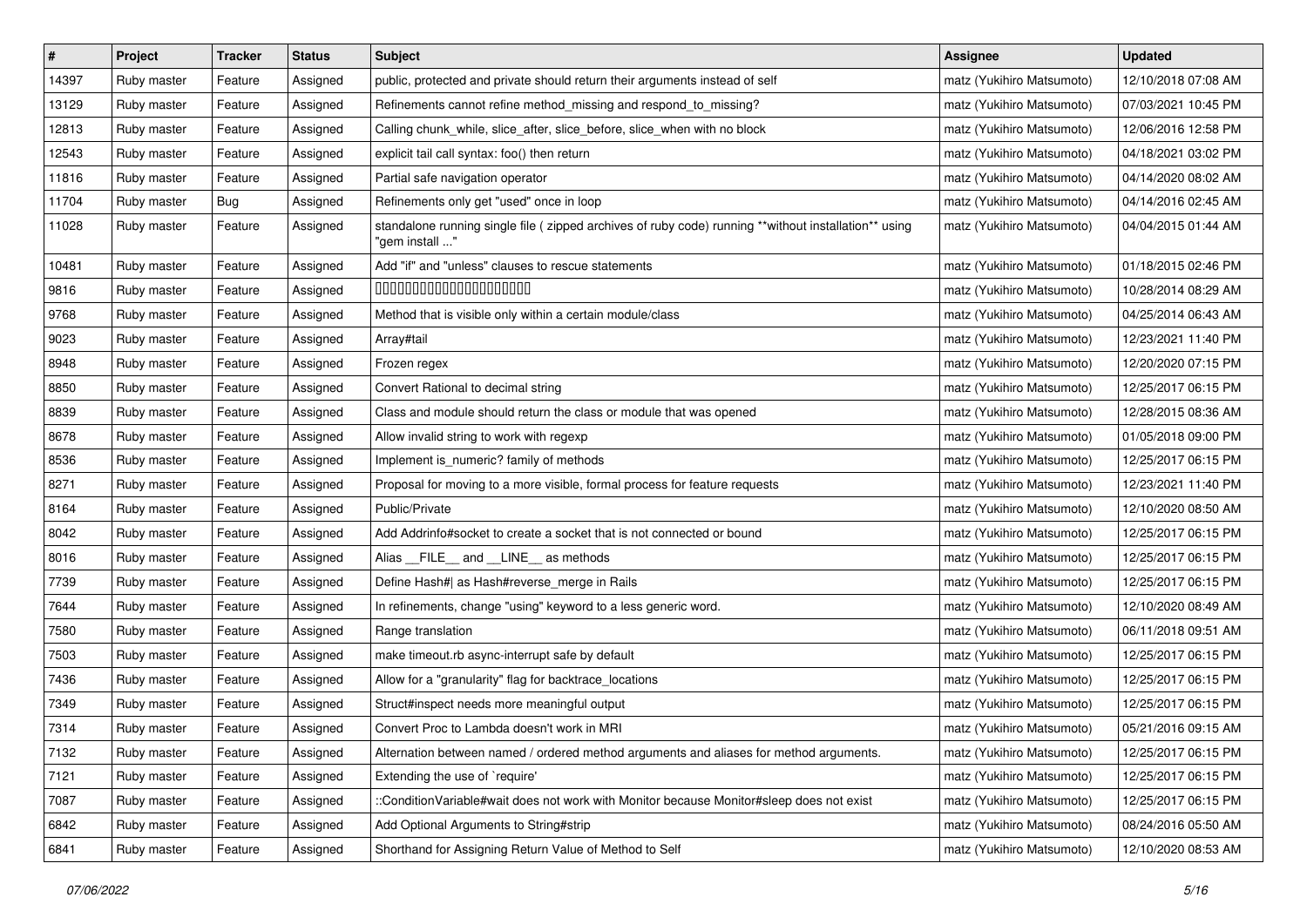| # | Project | Tracker | Status | Subject | Assignee | Updated |
|---|---|---|---|---|---|---|
| 14397 | Ruby master | Feature | Assigned | public, protected and private should return their arguments instead of self | matz (Yukihiro Matsumoto) | 12/10/2018 07:08 AM |
| 13129 | Ruby master | Feature | Assigned | Refinements cannot refine method_missing and respond_to_missing? | matz (Yukihiro Matsumoto) | 07/03/2021 10:45 PM |
| 12813 | Ruby master | Feature | Assigned | Calling chunk_while, slice_after, slice_before, slice_when with no block | matz (Yukihiro Matsumoto) | 12/06/2016 12:58 PM |
| 12543 | Ruby master | Feature | Assigned | explicit tail call syntax: foo() then return | matz (Yukihiro Matsumoto) | 04/18/2021 03:02 PM |
| 11816 | Ruby master | Feature | Assigned | Partial safe navigation operator | matz (Yukihiro Matsumoto) | 04/14/2020 08:02 AM |
| 11704 | Ruby master | Bug | Assigned | Refinements only get "used" once in loop | matz (Yukihiro Matsumoto) | 04/14/2016 02:45 AM |
| 11028 | Ruby master | Feature | Assigned | standalone running single file ( zipped archives of ruby code) running **without installation** using "gem install ..." | matz (Yukihiro Matsumoto) | 04/04/2015 01:44 AM |
| 10481 | Ruby master | Feature | Assigned | Add "if" and "unless" clauses to rescue statements | matz (Yukihiro Matsumoto) | 01/18/2015 02:46 PM |
| 9816 | Ruby master | Feature | Assigned | 00000000000000000000 | matz (Yukihiro Matsumoto) | 10/28/2014 08:29 AM |
| 9768 | Ruby master | Feature | Assigned | Method that is visible only within a certain module/class | matz (Yukihiro Matsumoto) | 04/25/2014 06:43 AM |
| 9023 | Ruby master | Feature | Assigned | Array#tail | matz (Yukihiro Matsumoto) | 12/23/2021 11:40 PM |
| 8948 | Ruby master | Feature | Assigned | Frozen regex | matz (Yukihiro Matsumoto) | 12/20/2020 07:15 PM |
| 8850 | Ruby master | Feature | Assigned | Convert Rational to decimal string | matz (Yukihiro Matsumoto) | 12/25/2017 06:15 PM |
| 8839 | Ruby master | Feature | Assigned | Class and module should return the class or module that was opened | matz (Yukihiro Matsumoto) | 12/28/2015 08:36 AM |
| 8678 | Ruby master | Feature | Assigned | Allow invalid string to work with regexp | matz (Yukihiro Matsumoto) | 01/05/2018 09:00 PM |
| 8536 | Ruby master | Feature | Assigned | Implement is_numeric? family of methods | matz (Yukihiro Matsumoto) | 12/25/2017 06:15 PM |
| 8271 | Ruby master | Feature | Assigned | Proposal for moving to a more visible, formal process for feature requests | matz (Yukihiro Matsumoto) | 12/23/2021 11:40 PM |
| 8164 | Ruby master | Feature | Assigned | Public/Private | matz (Yukihiro Matsumoto) | 12/10/2020 08:50 AM |
| 8042 | Ruby master | Feature | Assigned | Add Addrinfo#socket to create a socket that is not connected or bound | matz (Yukihiro Matsumoto) | 12/25/2017 06:15 PM |
| 8016 | Ruby master | Feature | Assigned | Alias __FILE__ and __LINE__ as methods | matz (Yukihiro Matsumoto) | 12/25/2017 06:15 PM |
| 7739 | Ruby master | Feature | Assigned | Define Hash#\| as Hash#reverse_merge in Rails | matz (Yukihiro Matsumoto) | 12/25/2017 06:15 PM |
| 7644 | Ruby master | Feature | Assigned | In refinements, change "using" keyword to a less generic word. | matz (Yukihiro Matsumoto) | 12/10/2020 08:49 AM |
| 7580 | Ruby master | Feature | Assigned | Range translation | matz (Yukihiro Matsumoto) | 06/11/2018 09:51 AM |
| 7503 | Ruby master | Feature | Assigned | make timeout.rb async-interrupt safe by default | matz (Yukihiro Matsumoto) | 12/25/2017 06:15 PM |
| 7436 | Ruby master | Feature | Assigned | Allow for a "granularity" flag for backtrace_locations | matz (Yukihiro Matsumoto) | 12/25/2017 06:15 PM |
| 7349 | Ruby master | Feature | Assigned | Struct#inspect needs more meaningful output | matz (Yukihiro Matsumoto) | 12/25/2017 06:15 PM |
| 7314 | Ruby master | Feature | Assigned | Convert Proc to Lambda doesn't work in MRI | matz (Yukihiro Matsumoto) | 05/21/2016 09:15 AM |
| 7132 | Ruby master | Feature | Assigned | Alternation between named / ordered method arguments and aliases for method arguments. | matz (Yukihiro Matsumoto) | 12/25/2017 06:15 PM |
| 7121 | Ruby master | Feature | Assigned | Extending the use of `require' | matz (Yukihiro Matsumoto) | 12/25/2017 06:15 PM |
| 7087 | Ruby master | Feature | Assigned | ::ConditionVariable#wait does not work with Monitor because Monitor#sleep does not exist | matz (Yukihiro Matsumoto) | 12/25/2017 06:15 PM |
| 6842 | Ruby master | Feature | Assigned | Add Optional Arguments to String#strip | matz (Yukihiro Matsumoto) | 08/24/2016 05:50 AM |
| 6841 | Ruby master | Feature | Assigned | Shorthand for Assigning Return Value of Method to Self | matz (Yukihiro Matsumoto) | 12/10/2020 08:53 AM |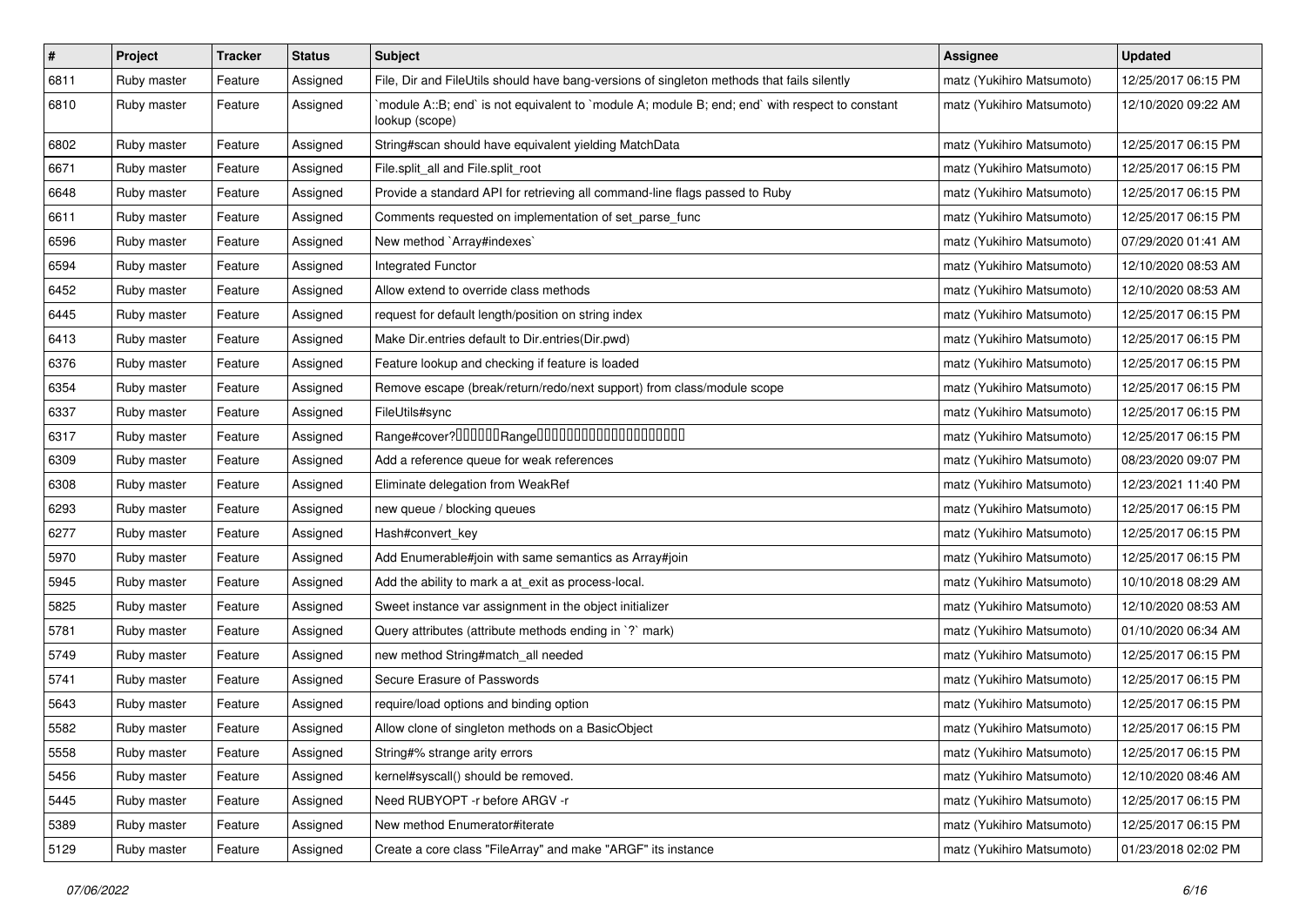| # | Project | Tracker | Status | Subject | Assignee | Updated |
|---|---|---|---|---|---|---|
| 6811 | Ruby master | Feature | Assigned | File, Dir and FileUtils should have bang-versions of singleton methods that fails silently | matz (Yukihiro Matsumoto) | 12/25/2017 06:15 PM |
| 6810 | Ruby master | Feature | Assigned | `module A::B; end` is not equivalent to `module A; module B; end; end` with respect to constant lookup (scope) | matz (Yukihiro Matsumoto) | 12/10/2020 09:22 AM |
| 6802 | Ruby master | Feature | Assigned | String#scan should have equivalent yielding MatchData | matz (Yukihiro Matsumoto) | 12/25/2017 06:15 PM |
| 6671 | Ruby master | Feature | Assigned | File.split_all and File.split_root | matz (Yukihiro Matsumoto) | 12/25/2017 06:15 PM |
| 6648 | Ruby master | Feature | Assigned | Provide a standard API for retrieving all command-line flags passed to Ruby | matz (Yukihiro Matsumoto) | 12/25/2017 06:15 PM |
| 6611 | Ruby master | Feature | Assigned | Comments requested on implementation of set_parse_func | matz (Yukihiro Matsumoto) | 12/25/2017 06:15 PM |
| 6596 | Ruby master | Feature | Assigned | New method `Array#indexes` | matz (Yukihiro Matsumoto) | 07/29/2020 01:41 AM |
| 6594 | Ruby master | Feature | Assigned | Integrated Functor | matz (Yukihiro Matsumoto) | 12/10/2020 08:53 AM |
| 6452 | Ruby master | Feature | Assigned | Allow extend to override class methods | matz (Yukihiro Matsumoto) | 12/10/2020 08:53 AM |
| 6445 | Ruby master | Feature | Assigned | request for default length/position on string index | matz (Yukihiro Matsumoto) | 12/25/2017 06:15 PM |
| 6413 | Ruby master | Feature | Assigned | Make Dir.entries default to Dir.entries(Dir.pwd) | matz (Yukihiro Matsumoto) | 12/25/2017 06:15 PM |
| 6376 | Ruby master | Feature | Assigned | Feature lookup and checking if feature is loaded | matz (Yukihiro Matsumoto) | 12/25/2017 06:15 PM |
| 6354 | Ruby master | Feature | Assigned | Remove escape (break/return/redo/next support) from class/module scope | matz (Yukihiro Matsumoto) | 12/25/2017 06:15 PM |
| 6337 | Ruby master | Feature | Assigned | FileUtils#sync | matz (Yukihiro Matsumoto) | 12/25/2017 06:15 PM |
| 6317 | Ruby master | Feature | Assigned | Range#cover?□□□□□□Range□□□□□□□□□□□□□□□□□□□□ | matz (Yukihiro Matsumoto) | 12/25/2017 06:15 PM |
| 6309 | Ruby master | Feature | Assigned | Add a reference queue for weak references | matz (Yukihiro Matsumoto) | 08/23/2020 09:07 PM |
| 6308 | Ruby master | Feature | Assigned | Eliminate delegation from WeakRef | matz (Yukihiro Matsumoto) | 12/23/2021 11:40 PM |
| 6293 | Ruby master | Feature | Assigned | new queue / blocking queues | matz (Yukihiro Matsumoto) | 12/25/2017 06:15 PM |
| 6277 | Ruby master | Feature | Assigned | Hash#convert_key | matz (Yukihiro Matsumoto) | 12/25/2017 06:15 PM |
| 5970 | Ruby master | Feature | Assigned | Add Enumerable#join with same semantics as Array#join | matz (Yukihiro Matsumoto) | 12/25/2017 06:15 PM |
| 5945 | Ruby master | Feature | Assigned | Add the ability to mark a at_exit as process-local. | matz (Yukihiro Matsumoto) | 10/10/2018 08:29 AM |
| 5825 | Ruby master | Feature | Assigned | Sweet instance var assignment in the object initializer | matz (Yukihiro Matsumoto) | 12/10/2020 08:53 AM |
| 5781 | Ruby master | Feature | Assigned | Query attributes (attribute methods ending in `?` mark) | matz (Yukihiro Matsumoto) | 01/10/2020 06:34 AM |
| 5749 | Ruby master | Feature | Assigned | new method String#match_all needed | matz (Yukihiro Matsumoto) | 12/25/2017 06:15 PM |
| 5741 | Ruby master | Feature | Assigned | Secure Erasure of Passwords | matz (Yukihiro Matsumoto) | 12/25/2017 06:15 PM |
| 5643 | Ruby master | Feature | Assigned | require/load options and binding option | matz (Yukihiro Matsumoto) | 12/25/2017 06:15 PM |
| 5582 | Ruby master | Feature | Assigned | Allow clone of singleton methods on a BasicObject | matz (Yukihiro Matsumoto) | 12/25/2017 06:15 PM |
| 5558 | Ruby master | Feature | Assigned | String#% strange arity errors | matz (Yukihiro Matsumoto) | 12/25/2017 06:15 PM |
| 5456 | Ruby master | Feature | Assigned | kernel#syscall() should be removed. | matz (Yukihiro Matsumoto) | 12/10/2020 08:46 AM |
| 5445 | Ruby master | Feature | Assigned | Need RUBYOPT -r before ARGV -r | matz (Yukihiro Matsumoto) | 12/25/2017 06:15 PM |
| 5389 | Ruby master | Feature | Assigned | New method Enumerator#iterate | matz (Yukihiro Matsumoto) | 12/25/2017 06:15 PM |
| 5129 | Ruby master | Feature | Assigned | Create a core class "FileArray" and make "ARGF" its instance | matz (Yukihiro Matsumoto) | 01/23/2018 02:02 PM |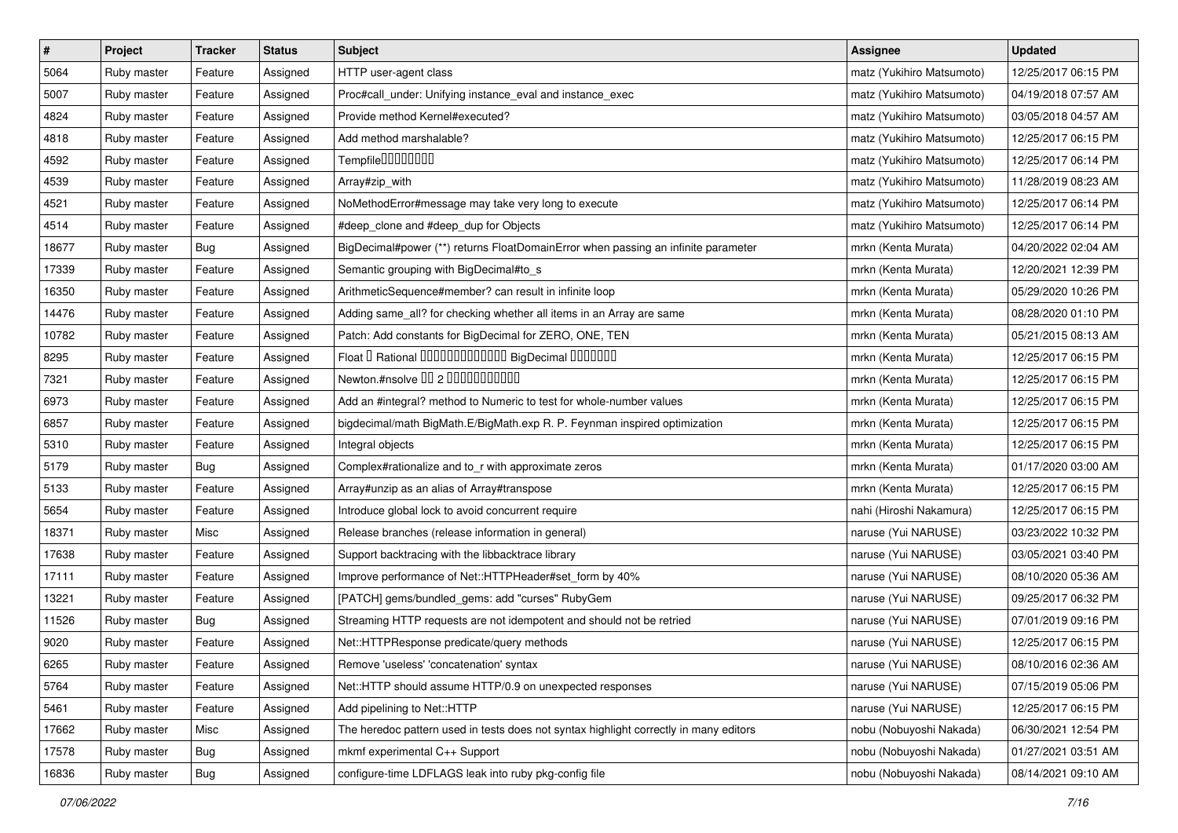| # | Project | Tracker | Status | Subject | Assignee | Updated |
|---|---|---|---|---|---|---|
| 5064 | Ruby master | Feature | Assigned | HTTP user-agent class | matz (Yukihiro Matsumoto) | 12/25/2017 06:15 PM |
| 5007 | Ruby master | Feature | Assigned | Proc#call_under: Unifying instance_eval and instance_exec | matz (Yukihiro Matsumoto) | 04/19/2018 07:57 AM |
| 4824 | Ruby master | Feature | Assigned | Provide method Kernel#executed? | matz (Yukihiro Matsumoto) | 03/05/2018 04:57 AM |
| 4818 | Ruby master | Feature | Assigned | Add method marshalable? | matz (Yukihiro Matsumoto) | 12/25/2017 06:15 PM |
| 4592 | Ruby master | Feature | Assigned | Tempfile□□□□□□□□ | matz (Yukihiro Matsumoto) | 12/25/2017 06:14 PM |
| 4539 | Ruby master | Feature | Assigned | Array#zip_with | matz (Yukihiro Matsumoto) | 11/28/2019 08:23 AM |
| 4521 | Ruby master | Feature | Assigned | NoMethodError#message may take very long to execute | matz (Yukihiro Matsumoto) | 12/25/2017 06:14 PM |
| 4514 | Ruby master | Feature | Assigned | #deep_clone and #deep_dup for Objects | matz (Yukihiro Matsumoto) | 12/25/2017 06:14 PM |
| 18677 | Ruby master | Bug | Assigned | BigDecimal#power (**) returns FloatDomainError when passing an infinite parameter | mrkn (Kenta Murata) | 04/20/2022 02:04 AM |
| 17339 | Ruby master | Feature | Assigned | Semantic grouping with BigDecimal#to_s | mrkn (Kenta Murata) | 12/20/2021 12:39 PM |
| 16350 | Ruby master | Feature | Assigned | ArithmeticSequence#member? can result in infinite loop | mrkn (Kenta Murata) | 05/29/2020 10:26 PM |
| 14476 | Ruby master | Feature | Assigned | Adding same_all? for checking whether all items in an Array are same | mrkn (Kenta Murata) | 08/28/2020 01:10 PM |
| 10782 | Ruby master | Feature | Assigned | Patch: Add constants for BigDecimal for ZERO, ONE, TEN | mrkn (Kenta Murata) | 05/21/2015 08:13 AM |
| 8295 | Ruby master | Feature | Assigned | Float □ Rational □□□□□□□□□□□□□ BigDecimal □□□□□□□ | mrkn (Kenta Murata) | 12/25/2017 06:15 PM |
| 7321 | Ruby master | Feature | Assigned | Newton.#nsolve □□ 2 □□□□□□□□□□□ | mrkn (Kenta Murata) | 12/25/2017 06:15 PM |
| 6973 | Ruby master | Feature | Assigned | Add an #integral? method to Numeric to test for whole-number values | mrkn (Kenta Murata) | 12/25/2017 06:15 PM |
| 6857 | Ruby master | Feature | Assigned | bigdecimal/math BigMath.E/BigMath.exp R. P. Feynman inspired optimization | mrkn (Kenta Murata) | 12/25/2017 06:15 PM |
| 5310 | Ruby master | Feature | Assigned | Integral objects | mrkn (Kenta Murata) | 12/25/2017 06:15 PM |
| 5179 | Ruby master | Bug | Assigned | Complex#rationalize and to_r with approximate zeros | mrkn (Kenta Murata) | 01/17/2020 03:00 AM |
| 5133 | Ruby master | Feature | Assigned | Array#unzip as an alias of Array#transpose | mrkn (Kenta Murata) | 12/25/2017 06:15 PM |
| 5654 | Ruby master | Feature | Assigned | Introduce global lock to avoid concurrent require | nahi (Hiroshi Nakamura) | 12/25/2017 06:15 PM |
| 18371 | Ruby master | Misc | Assigned | Release branches (release information in general) | naruse (Yui NARUSE) | 03/23/2022 10:32 PM |
| 17638 | Ruby master | Feature | Assigned | Support backtracing with the libbacktrace library | naruse (Yui NARUSE) | 03/05/2021 03:40 PM |
| 17111 | Ruby master | Feature | Assigned | Improve performance of Net::HTTPHeader#set_form by 40% | naruse (Yui NARUSE) | 08/10/2020 05:36 AM |
| 13221 | Ruby master | Feature | Assigned | [PATCH] gems/bundled_gems: add "curses" RubyGem | naruse (Yui NARUSE) | 09/25/2017 06:32 PM |
| 11526 | Ruby master | Bug | Assigned | Streaming HTTP requests are not idempotent and should not be retried | naruse (Yui NARUSE) | 07/01/2019 09:16 PM |
| 9020 | Ruby master | Feature | Assigned | Net::HTTPResponse predicate/query methods | naruse (Yui NARUSE) | 12/25/2017 06:15 PM |
| 6265 | Ruby master | Feature | Assigned | Remove 'useless' 'concatenation' syntax | naruse (Yui NARUSE) | 08/10/2016 02:36 AM |
| 5764 | Ruby master | Feature | Assigned | Net::HTTP should assume HTTP/0.9 on unexpected responses | naruse (Yui NARUSE) | 07/15/2019 05:06 PM |
| 5461 | Ruby master | Feature | Assigned | Add pipelining to Net::HTTP | naruse (Yui NARUSE) | 12/25/2017 06:15 PM |
| 17662 | Ruby master | Misc | Assigned | The heredoc pattern used in tests does not syntax highlight correctly in many editors | nobu (Nobuyoshi Nakada) | 06/30/2021 12:54 PM |
| 17578 | Ruby master | Bug | Assigned | mkmf experimental C++ Support | nobu (Nobuyoshi Nakada) | 01/27/2021 03:51 AM |
| 16836 | Ruby master | Bug | Assigned | configure-time LDFLAGS leak into ruby pkg-config file | nobu (Nobuyoshi Nakada) | 08/14/2021 09:10 AM |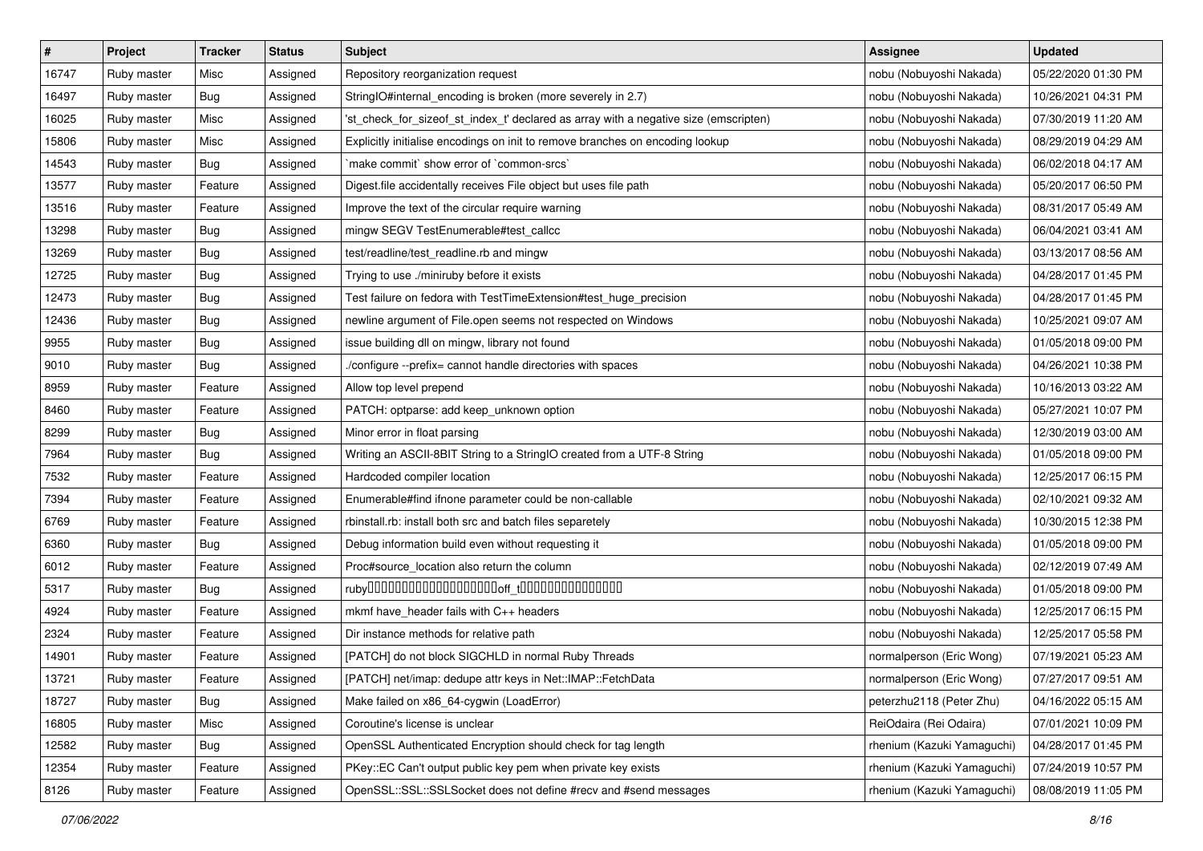| # | Project | Tracker | Status | Subject | Assignee | Updated |
| --- | --- | --- | --- | --- | --- | --- |
| 16747 | Ruby master | Misc | Assigned | Repository reorganization request | nobu (Nobuyoshi Nakada) | 05/22/2020 01:30 PM |
| 16497 | Ruby master | Bug | Assigned | StringIO#internal_encoding is broken (more severely in 2.7) | nobu (Nobuyoshi Nakada) | 10/26/2021 04:31 PM |
| 16025 | Ruby master | Misc | Assigned | 'st_check_for_sizeof_st_index_t' declared as array with a negative size (emscripten) | nobu (Nobuyoshi Nakada) | 07/30/2019 11:20 AM |
| 15806 | Ruby master | Misc | Assigned | Explicitly initialise encodings on init to remove branches on encoding lookup | nobu (Nobuyoshi Nakada) | 08/29/2019 04:29 AM |
| 14543 | Ruby master | Bug | Assigned | `make commit` show error of `common-srcs` | nobu (Nobuyoshi Nakada) | 06/02/2018 04:17 AM |
| 13577 | Ruby master | Feature | Assigned | Digest.file accidentally receives File object but uses file path | nobu (Nobuyoshi Nakada) | 05/20/2017 06:50 PM |
| 13516 | Ruby master | Feature | Assigned | Improve the text of the circular require warning | nobu (Nobuyoshi Nakada) | 08/31/2017 05:49 AM |
| 13298 | Ruby master | Bug | Assigned | mingw SEGV TestEnumerable#test_callcc | nobu (Nobuyoshi Nakada) | 06/04/2021 03:41 AM |
| 13269 | Ruby master | Bug | Assigned | test/readline/test_readline.rb and mingw | nobu (Nobuyoshi Nakada) | 03/13/2017 08:56 AM |
| 12725 | Ruby master | Bug | Assigned | Trying to use ./miniruby before it exists | nobu (Nobuyoshi Nakada) | 04/28/2017 01:45 PM |
| 12473 | Ruby master | Bug | Assigned | Test failure on fedora with TestTimeExtension#test_huge_precision | nobu (Nobuyoshi Nakada) | 04/28/2017 01:45 PM |
| 12436 | Ruby master | Bug | Assigned | newline argument of File.open seems not respected on Windows | nobu (Nobuyoshi Nakada) | 10/25/2021 09:07 AM |
| 9955 | Ruby master | Bug | Assigned | issue building dll on mingw, library not found | nobu (Nobuyoshi Nakada) | 01/05/2018 09:00 PM |
| 9010 | Ruby master | Bug | Assigned | ./configure --prefix= cannot handle directories with spaces | nobu (Nobuyoshi Nakada) | 04/26/2021 10:38 PM |
| 8959 | Ruby master | Feature | Assigned | Allow top level prepend | nobu (Nobuyoshi Nakada) | 10/16/2013 03:22 AM |
| 8460 | Ruby master | Feature | Assigned | PATCH: optparse: add keep_unknown option | nobu (Nobuyoshi Nakada) | 05/27/2021 10:07 PM |
| 8299 | Ruby master | Bug | Assigned | Minor error in float parsing | nobu (Nobuyoshi Nakada) | 12/30/2019 03:00 AM |
| 7964 | Ruby master | Bug | Assigned | Writing an ASCII-8BIT String to a StringIO created from a UTF-8 String | nobu (Nobuyoshi Nakada) | 01/05/2018 09:00 PM |
| 7532 | Ruby master | Feature | Assigned | Hardcoded compiler location | nobu (Nobuyoshi Nakada) | 12/25/2017 06:15 PM |
| 7394 | Ruby master | Feature | Assigned | Enumerable#find ifnone parameter could be non-callable | nobu (Nobuyoshi Nakada) | 02/10/2021 09:32 AM |
| 6769 | Ruby master | Feature | Assigned | rbinstall.rb: install both src and batch files separetely | nobu (Nobuyoshi Nakada) | 10/30/2015 12:38 PM |
| 6360 | Ruby master | Bug | Assigned | Debug information build even without requesting it | nobu (Nobuyoshi Nakada) | 01/05/2018 09:00 PM |
| 6012 | Ruby master | Feature | Assigned | Proc#source_location also return the column | nobu (Nobuyoshi Nakada) | 02/12/2019 07:49 AM |
| 5317 | Ruby master | Bug | Assigned | ruby□□□□□□□□□□□□□□□□□□□off_t□□□□□□□□□□□□□□□ | nobu (Nobuyoshi Nakada) | 01/05/2018 09:00 PM |
| 4924 | Ruby master | Feature | Assigned | mkmf have_header fails with C++ headers | nobu (Nobuyoshi Nakada) | 12/25/2017 06:15 PM |
| 2324 | Ruby master | Feature | Assigned | Dir instance methods for relative path | nobu (Nobuyoshi Nakada) | 12/25/2017 05:58 PM |
| 14901 | Ruby master | Feature | Assigned | [PATCH] do not block SIGCHLD in normal Ruby Threads | normalperson (Eric Wong) | 07/19/2021 05:23 AM |
| 13721 | Ruby master | Feature | Assigned | [PATCH] net/imap: dedupe attr keys in Net::IMAP::FetchData | normalperson (Eric Wong) | 07/27/2017 09:51 AM |
| 18727 | Ruby master | Bug | Assigned | Make failed on x86_64-cygwin (LoadError) | peterzhu2118 (Peter Zhu) | 04/16/2022 05:15 AM |
| 16805 | Ruby master | Misc | Assigned | Coroutine's license is unclear | ReiOdaira (Rei Odaira) | 07/01/2021 10:09 PM |
| 12582 | Ruby master | Bug | Assigned | OpenSSL Authenticated Encryption should check for tag length | rhenium (Kazuki Yamaguchi) | 04/28/2017 01:45 PM |
| 12354 | Ruby master | Feature | Assigned | PKey::EC Can't output public key pem when private key exists | rhenium (Kazuki Yamaguchi) | 07/24/2019 10:57 PM |
| 8126 | Ruby master | Feature | Assigned | OpenSSL::SSL::SSLSocket does not define #recv and #send messages | rhenium (Kazuki Yamaguchi) | 08/08/2019 11:05 PM |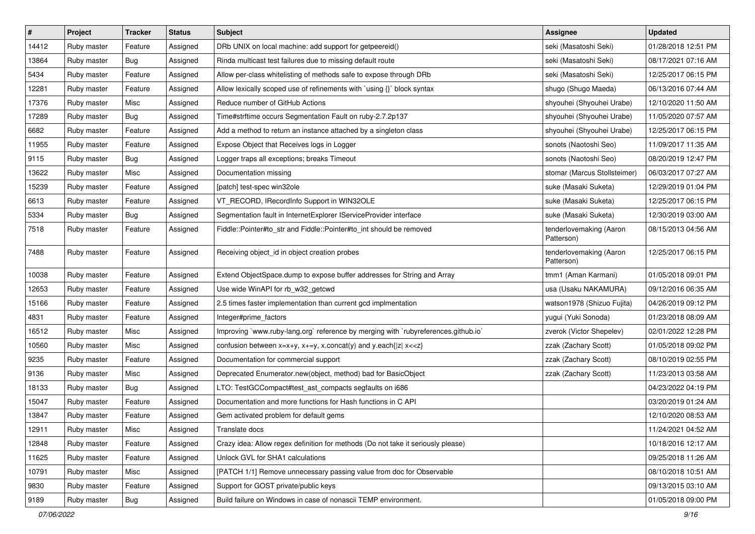| # | Project | Tracker | Status | Subject | Assignee | Updated |
|---|---|---|---|---|---|---|
| 14412 | Ruby master | Feature | Assigned | DRb UNIX on local machine: add support for getpeereid() | seki (Masatoshi Seki) | 01/28/2018 12:51 PM |
| 13864 | Ruby master | Bug | Assigned | Rinda multicast test failures due to missing default route | seki (Masatoshi Seki) | 08/17/2021 07:16 AM |
| 5434 | Ruby master | Feature | Assigned | Allow per-class whitelisting of methods safe to expose through DRb | seki (Masatoshi Seki) | 12/25/2017 06:15 PM |
| 12281 | Ruby master | Feature | Assigned | Allow lexically scoped use of refinements with `using {}` block syntax | shugo (Shugo Maeda) | 06/13/2016 07:44 AM |
| 17376 | Ruby master | Misc | Assigned | Reduce number of GitHub Actions | shyouhei (Shyouhei Urabe) | 12/10/2020 11:50 AM |
| 17289 | Ruby master | Bug | Assigned | Time#strftime occurs Segmentation Fault on ruby-2.7.2p137 | shyouhei (Shyouhei Urabe) | 11/05/2020 07:57 AM |
| 6682 | Ruby master | Feature | Assigned | Add a method to return an instance attached by a singleton class | shyouhei (Shyouhei Urabe) | 12/25/2017 06:15 PM |
| 11955 | Ruby master | Feature | Assigned | Expose Object that Receives logs in Logger | sonots (Naotoshi Seo) | 11/09/2017 11:35 AM |
| 9115 | Ruby master | Bug | Assigned | Logger traps all exceptions; breaks Timeout | sonots (Naotoshi Seo) | 08/20/2019 12:47 PM |
| 13622 | Ruby master | Misc | Assigned | Documentation missing | stomar (Marcus Stollsteimer) | 06/03/2017 07:27 AM |
| 15239 | Ruby master | Feature | Assigned | [patch] test-spec win32ole | suke (Masaki Suketa) | 12/29/2019 01:04 PM |
| 6613 | Ruby master | Feature | Assigned | VT_RECORD, IRecordInfo Support in WIN32OLE | suke (Masaki Suketa) | 12/25/2017 06:15 PM |
| 5334 | Ruby master | Bug | Assigned | Segmentation fault in InternetExplorer IServiceProvider interface | suke (Masaki Suketa) | 12/30/2019 03:00 AM |
| 7518 | Ruby master | Feature | Assigned | Fiddle::Pointer#to_str and Fiddle::Pointer#to_int should be removed | tenderlovemaking (Aaron Patterson) | 08/15/2013 04:56 AM |
| 7488 | Ruby master | Feature | Assigned | Receiving object_id in object creation probes | tenderlovemaking (Aaron Patterson) | 12/25/2017 06:15 PM |
| 10038 | Ruby master | Feature | Assigned | Extend ObjectSpace.dump to expose buffer addresses for String and Array | tmm1 (Aman Karmani) | 01/05/2018 09:01 PM |
| 12653 | Ruby master | Feature | Assigned | Use wide WinAPI for rb_w32_getcwd | usa (Usaku NAKAMURA) | 09/12/2016 06:35 AM |
| 15166 | Ruby master | Feature | Assigned | 2.5 times faster implementation than current gcd implmentation | watson1978 (Shizuo Fujita) | 04/26/2019 09:12 PM |
| 4831 | Ruby master | Feature | Assigned | Integer#prime_factors | yugui (Yuki Sonoda) | 01/23/2018 08:09 AM |
| 16512 | Ruby master | Misc | Assigned | Improving `www.ruby-lang.org` reference by merging with `rubyreferences.github.io` | zverok (Victor Shepelev) | 02/01/2022 12:28 PM |
| 10560 | Ruby master | Misc | Assigned | confusion between x=x+y, x+=y, x.concat(y) and y.each{\|z\| x<<z} | zzak (Zachary Scott) | 01/05/2018 09:02 PM |
| 9235 | Ruby master | Feature | Assigned | Documentation for commercial support | zzak (Zachary Scott) | 08/10/2019 02:55 PM |
| 9136 | Ruby master | Misc | Assigned | Deprecated Enumerator.new(object, method) bad for BasicObject | zzak (Zachary Scott) | 11/23/2013 03:58 AM |
| 18133 | Ruby master | Bug | Assigned | LTO: TestGCCompact#test_ast_compacts segfaults on i686 | | 04/23/2022 04:19 PM |
| 15047 | Ruby master | Feature | Assigned | Documentation and more functions for Hash functions in C API | | 03/20/2019 01:24 AM |
| 13847 | Ruby master | Feature | Assigned | Gem activated problem for default gems | | 12/10/2020 08:53 AM |
| 12911 | Ruby master | Misc | Assigned | Translate docs | | 11/24/2021 04:52 AM |
| 12848 | Ruby master | Feature | Assigned | Crazy idea: Allow regex definition for methods (Do not take it seriously please) | | 10/18/2016 12:17 AM |
| 11625 | Ruby master | Feature | Assigned | Unlock GVL for SHA1 calculations | | 09/25/2018 11:26 AM |
| 10791 | Ruby master | Misc | Assigned | [PATCH 1/1] Remove unnecessary passing value from doc for Observable | | 08/10/2018 10:51 AM |
| 9830 | Ruby master | Feature | Assigned | Support for GOST private/public keys | | 09/13/2015 03:10 AM |
| 9189 | Ruby master | Bug | Assigned | Build failure on Windows in case of nonascii TEMP environment. | | 01/05/2018 09:00 PM |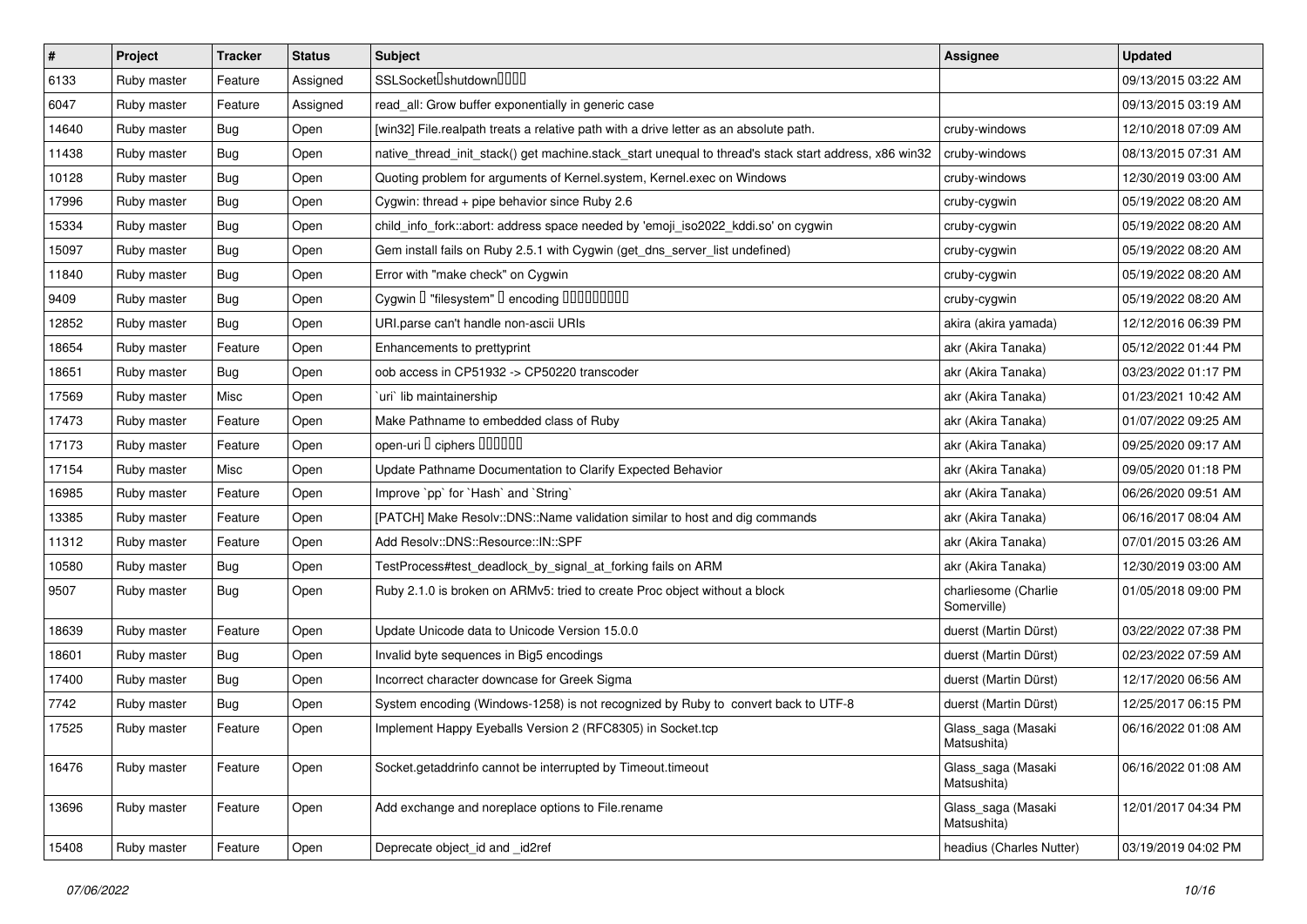| # | Project | Tracker | Status | Subject | Assignee | Updated |
|---|---|---|---|---|---|---|
| 6133 | Ruby master | Feature | Assigned | SSLSocket�shutdown���� | | 09/13/2015 03:22 AM |
| 6047 | Ruby master | Feature | Assigned | read_all: Grow buffer exponentially in generic case | | 09/13/2015 03:19 AM |
| 14640 | Ruby master | Bug | Open | [win32] File.realpath treats a relative path with a drive letter as an absolute path. | cruby-windows | 12/10/2018 07:09 AM |
| 11438 | Ruby master | Bug | Open | native_thread_init_stack() get machine.stack_start unequal to thread's stack start address, x86 win32 | cruby-windows | 08/13/2015 07:31 AM |
| 10128 | Ruby master | Bug | Open | Quoting problem for arguments of Kernel.system, Kernel.exec on Windows | cruby-windows | 12/30/2019 03:00 AM |
| 17996 | Ruby master | Bug | Open | Cygwin: thread + pipe behavior since Ruby 2.6 | cruby-cygwin | 05/19/2022 08:20 AM |
| 15334 | Ruby master | Bug | Open | child_info_fork::abort: address space needed by 'emoji_iso2022_kddi.so' on cygwin | cruby-cygwin | 05/19/2022 08:20 AM |
| 15097 | Ruby master | Bug | Open | Gem install fails on Ruby 2.5.1 with Cygwin (get_dns_server_list undefined) | cruby-cygwin | 05/19/2022 08:20 AM |
| 11840 | Ruby master | Bug | Open | Error with "make check" on Cygwin | cruby-cygwin | 05/19/2022 08:20 AM |
| 9409 | Ruby master | Bug | Open | Cygwin � "filesystem" � encoding ��������� | cruby-cygwin | 05/19/2022 08:20 AM |
| 12852 | Ruby master | Bug | Open | URI.parse can't handle non-ascii URIs | akira (akira yamada) | 12/12/2016 06:39 PM |
| 18654 | Ruby master | Feature | Open | Enhancements to prettyprint | akr (Akira Tanaka) | 05/12/2022 01:44 PM |
| 18651 | Ruby master | Bug | Open | oob access in CP51932 -> CP50220 transcoder | akr (Akira Tanaka) | 03/23/2022 01:17 PM |
| 17569 | Ruby master | Misc | Open | `uri` lib maintainership | akr (Akira Tanaka) | 01/23/2021 10:42 AM |
| 17473 | Ruby master | Feature | Open | Make Pathname to embedded class of Ruby | akr (Akira Tanaka) | 01/07/2022 09:25 AM |
| 17173 | Ruby master | Feature | Open | open-uri � ciphers ������ | akr (Akira Tanaka) | 09/25/2020 09:17 AM |
| 17154 | Ruby master | Misc | Open | Update Pathname Documentation to Clarify Expected Behavior | akr (Akira Tanaka) | 09/05/2020 01:18 PM |
| 16985 | Ruby master | Feature | Open | Improve `pp` for `Hash` and `String` | akr (Akira Tanaka) | 06/26/2020 09:51 AM |
| 13385 | Ruby master | Feature | Open | [PATCH] Make Resolv::DNS::Name validation similar to host and dig commands | akr (Akira Tanaka) | 06/16/2017 08:04 AM |
| 11312 | Ruby master | Feature | Open | Add Resolv::DNS::Resource::IN::SPF | akr (Akira Tanaka) | 07/01/2015 03:26 AM |
| 10580 | Ruby master | Bug | Open | TestProcess#test_deadlock_by_signal_at_forking fails on ARM | akr (Akira Tanaka) | 12/30/2019 03:00 AM |
| 9507 | Ruby master | Bug | Open | Ruby 2.1.0 is broken on ARMv5: tried to create Proc object without a block | charliesome (Charlie Somerville) | 01/05/2018 09:00 PM |
| 18639 | Ruby master | Feature | Open | Update Unicode data to Unicode Version 15.0.0 | duerst (Martin Dürst) | 03/22/2022 07:38 PM |
| 18601 | Ruby master | Bug | Open | Invalid byte sequences in Big5 encodings | duerst (Martin Dürst) | 02/23/2022 07:59 AM |
| 17400 | Ruby master | Bug | Open | Incorrect character downcase for Greek Sigma | duerst (Martin Dürst) | 12/17/2020 06:56 AM |
| 7742 | Ruby master | Bug | Open | System encoding (Windows-1258) is not recognized by Ruby to convert back to UTF-8 | duerst (Martin Dürst) | 12/25/2017 06:15 PM |
| 17525 | Ruby master | Feature | Open | Implement Happy Eyeballs Version 2 (RFC8305) in Socket.tcp | Glass_saga (Masaki Matsushita) | 06/16/2022 01:08 AM |
| 16476 | Ruby master | Feature | Open | Socket.getaddrinfo cannot be interrupted by Timeout.timeout | Glass_saga (Masaki Matsushita) | 06/16/2022 01:08 AM |
| 13696 | Ruby master | Feature | Open | Add exchange and noreplace options to File.rename | Glass_saga (Masaki Matsushita) | 12/01/2017 04:34 PM |
| 15408 | Ruby master | Feature | Open | Deprecate object_id and _id2ref | headius (Charles Nutter) | 03/19/2019 04:02 PM |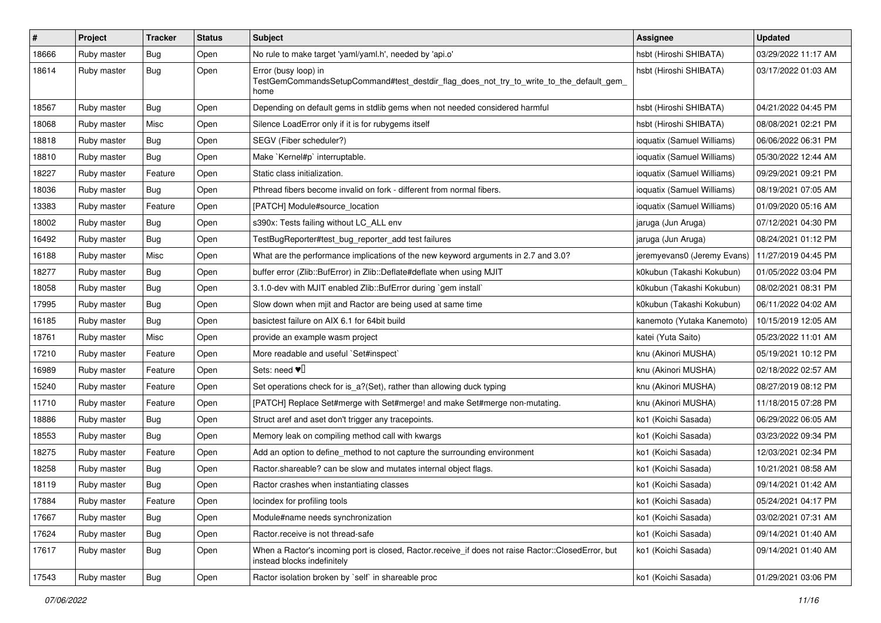| # | Project | Tracker | Status | Subject | Assignee | Updated |
|---|---|---|---|---|---|---|
| 18666 | Ruby master | Bug | Open | No rule to make target 'yaml/yaml.h', needed by 'api.o' | hsbt (Hiroshi SHIBATA) | 03/29/2022 11:17 AM |
| 18614 | Ruby master | Bug | Open | Error (busy loop) in TestGemCommandsSetupCommand#test_destdir_flag_does_not_try_to_write_to_the_default_gem_home | hsbt (Hiroshi SHIBATA) | 03/17/2022 01:03 AM |
| 18567 | Ruby master | Bug | Open | Depending on default gems in stdlib gems when not needed considered harmful | hsbt (Hiroshi SHIBATA) | 04/21/2022 04:45 PM |
| 18068 | Ruby master | Misc | Open | Silence LoadError only if it is for rubygems itself | hsbt (Hiroshi SHIBATA) | 08/08/2021 02:21 PM |
| 18818 | Ruby master | Bug | Open | SEGV (Fiber scheduler?) | ioquatix (Samuel Williams) | 06/06/2022 06:31 PM |
| 18810 | Ruby master | Bug | Open | Make `Kernel#p` interruptable. | ioquatix (Samuel Williams) | 05/30/2022 12:44 AM |
| 18227 | Ruby master | Feature | Open | Static class initialization. | ioquatix (Samuel Williams) | 09/29/2021 09:21 PM |
| 18036 | Ruby master | Bug | Open | Pthread fibers become invalid on fork - different from normal fibers. | ioquatix (Samuel Williams) | 08/19/2021 07:05 AM |
| 13383 | Ruby master | Feature | Open | [PATCH] Module#source_location | ioquatix (Samuel Williams) | 01/09/2020 05:16 AM |
| 18002 | Ruby master | Bug | Open | s390x: Tests failing without LC_ALL env | jaruga (Jun Aruga) | 07/12/2021 04:30 PM |
| 16492 | Ruby master | Bug | Open | TestBugReporter#test_bug_reporter_add test failures | jaruga (Jun Aruga) | 08/24/2021 01:12 PM |
| 16188 | Ruby master | Misc | Open | What are the performance implications of the new keyword arguments in 2.7 and 3.0? | jeremyevans0 (Jeremy Evans) | 11/27/2019 04:45 PM |
| 18277 | Ruby master | Bug | Open | buffer error (Zlib::BufError) in Zlib::Deflate#deflate when using MJIT | k0kubun (Takashi Kokubun) | 01/05/2022 03:04 PM |
| 18058 | Ruby master | Bug | Open | 3.1.0-dev with MJIT enabled Zlib::BufError during `gem install` | k0kubun (Takashi Kokubun) | 08/02/2021 08:31 PM |
| 17995 | Ruby master | Bug | Open | Slow down when mjit and Ractor are being used at same time | k0kubun (Takashi Kokubun) | 06/11/2022 04:02 AM |
| 16185 | Ruby master | Bug | Open | basictest failure on AIX 6.1 for 64bit build | kanemoto (Yutaka Kanemoto) | 10/15/2019 12:05 AM |
| 18761 | Ruby master | Misc | Open | provide an example wasm project | katei (Yuta Saito) | 05/23/2022 11:01 AM |
| 17210 | Ruby master | Feature | Open | More readable and useful `Set#inspect` | knu (Akinori MUSHA) | 05/19/2021 10:12 PM |
| 16989 | Ruby master | Feature | Open | Sets: need ♥️ | knu (Akinori MUSHA) | 02/18/2022 02:57 AM |
| 15240 | Ruby master | Feature | Open | Set operations check for is_a?(Set), rather than allowing duck typing | knu (Akinori MUSHA) | 08/27/2019 08:12 PM |
| 11710 | Ruby master | Feature | Open | [PATCH] Replace Set#merge with Set#merge! and make Set#merge non-mutating. | knu (Akinori MUSHA) | 11/18/2015 07:28 PM |
| 18886 | Ruby master | Bug | Open | Struct aref and aset don't trigger any tracepoints. | ko1 (Koichi Sasada) | 06/29/2022 06:05 AM |
| 18553 | Ruby master | Bug | Open | Memory leak on compiling method call with kwargs | ko1 (Koichi Sasada) | 03/23/2022 09:34 PM |
| 18275 | Ruby master | Feature | Open | Add an option to define_method to not capture the surrounding environment | ko1 (Koichi Sasada) | 12/03/2021 02:34 PM |
| 18258 | Ruby master | Bug | Open | Ractor.shareable? can be slow and mutates internal object flags. | ko1 (Koichi Sasada) | 10/21/2021 08:58 AM |
| 18119 | Ruby master | Bug | Open | Ractor crashes when instantiating classes | ko1 (Koichi Sasada) | 09/14/2021 01:42 AM |
| 17884 | Ruby master | Feature | Open | locindex for profiling tools | ko1 (Koichi Sasada) | 05/24/2021 04:17 PM |
| 17667 | Ruby master | Bug | Open | Module#name needs synchronization | ko1 (Koichi Sasada) | 03/02/2021 07:31 AM |
| 17624 | Ruby master | Bug | Open | Ractor.receive is not thread-safe | ko1 (Koichi Sasada) | 09/14/2021 01:40 AM |
| 17617 | Ruby master | Bug | Open | When a Ractor's incoming port is closed, Ractor.receive_if does not raise Ractor::ClosedError, but instead blocks indefinitely | ko1 (Koichi Sasada) | 09/14/2021 01:40 AM |
| 17543 | Ruby master | Bug | Open | Ractor isolation broken by `self` in shareable proc | ko1 (Koichi Sasada) | 01/29/2021 03:06 PM |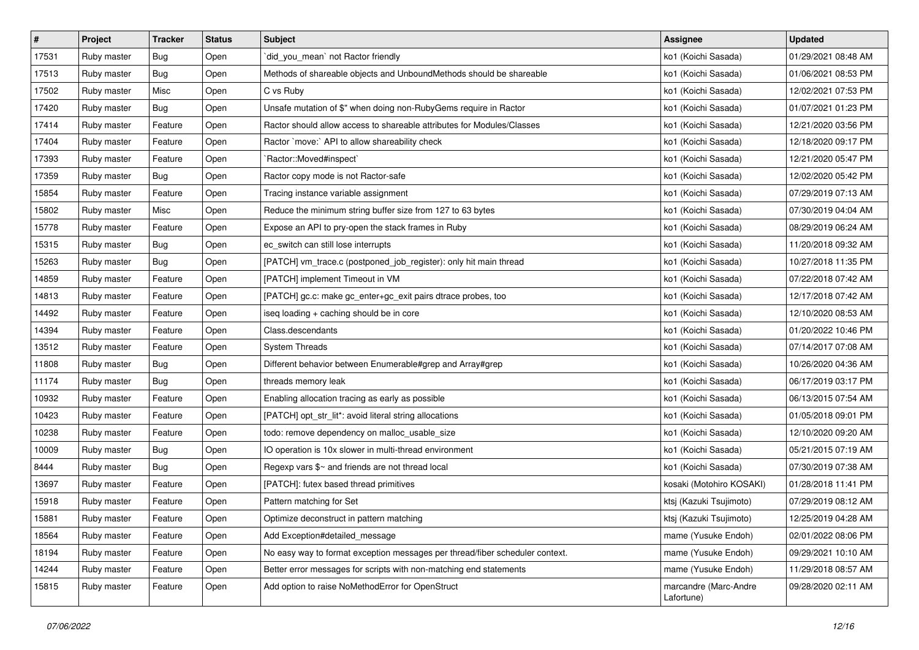| # | Project | Tracker | Status | Subject | Assignee | Updated |
|---|---|---|---|---|---|---|
| 17531 | Ruby master | Bug | Open | `did_you_mean` not Ractor friendly | ko1 (Koichi Sasada) | 01/29/2021 08:48 AM |
| 17513 | Ruby master | Bug | Open | Methods of shareable objects and UnboundMethods should be shareable | ko1 (Koichi Sasada) | 01/06/2021 08:53 PM |
| 17502 | Ruby master | Misc | Open | C vs Ruby | ko1 (Koichi Sasada) | 12/02/2021 07:53 PM |
| 17420 | Ruby master | Bug | Open | Unsafe mutation of $" when doing non-RubyGems require in Ractor | ko1 (Koichi Sasada) | 01/07/2021 01:23 PM |
| 17414 | Ruby master | Feature | Open | Ractor should allow access to shareable attributes for Modules/Classes | ko1 (Koichi Sasada) | 12/21/2020 03:56 PM |
| 17404 | Ruby master | Feature | Open | Ractor `move:` API to allow shareability check | ko1 (Koichi Sasada) | 12/18/2020 09:17 PM |
| 17393 | Ruby master | Feature | Open | `Ractor::Moved#inspect` | ko1 (Koichi Sasada) | 12/21/2020 05:47 PM |
| 17359 | Ruby master | Bug | Open | Ractor copy mode is not Ractor-safe | ko1 (Koichi Sasada) | 12/02/2020 05:42 PM |
| 15854 | Ruby master | Feature | Open | Tracing instance variable assignment | ko1 (Koichi Sasada) | 07/29/2019 07:13 AM |
| 15802 | Ruby master | Misc | Open | Reduce the minimum string buffer size from 127 to 63 bytes | ko1 (Koichi Sasada) | 07/30/2019 04:04 AM |
| 15778 | Ruby master | Feature | Open | Expose an API to pry-open the stack frames in Ruby | ko1 (Koichi Sasada) | 08/29/2019 06:24 AM |
| 15315 | Ruby master | Bug | Open | ec_switch can still lose interrupts | ko1 (Koichi Sasada) | 11/20/2018 09:32 AM |
| 15263 | Ruby master | Bug | Open | [PATCH] vm_trace.c (postponed_job_register): only hit main thread | ko1 (Koichi Sasada) | 10/27/2018 11:35 PM |
| 14859 | Ruby master | Feature | Open | [PATCH] implement Timeout in VM | ko1 (Koichi Sasada) | 07/22/2018 07:42 AM |
| 14813 | Ruby master | Feature | Open | [PATCH] gc.c: make gc_enter+gc_exit pairs dtrace probes, too | ko1 (Koichi Sasada) | 12/17/2018 07:42 AM |
| 14492 | Ruby master | Feature | Open | iseq loading + caching should be in core | ko1 (Koichi Sasada) | 12/10/2020 08:53 AM |
| 14394 | Ruby master | Feature | Open | Class.descendants | ko1 (Koichi Sasada) | 01/20/2022 10:46 PM |
| 13512 | Ruby master | Feature | Open | System Threads | ko1 (Koichi Sasada) | 07/14/2017 07:08 AM |
| 11808 | Ruby master | Bug | Open | Different behavior between Enumerable#grep and Array#grep | ko1 (Koichi Sasada) | 10/26/2020 04:36 AM |
| 11174 | Ruby master | Bug | Open | threads memory leak | ko1 (Koichi Sasada) | 06/17/2019 03:17 PM |
| 10932 | Ruby master | Feature | Open | Enabling allocation tracing as early as possible | ko1 (Koichi Sasada) | 06/13/2015 07:54 AM |
| 10423 | Ruby master | Feature | Open | [PATCH] opt_str_lit*: avoid literal string allocations | ko1 (Koichi Sasada) | 01/05/2018 09:01 PM |
| 10238 | Ruby master | Feature | Open | todo: remove dependency on malloc_usable_size | ko1 (Koichi Sasada) | 12/10/2020 09:20 AM |
| 10009 | Ruby master | Bug | Open | IO operation is 10x slower in multi-thread environment | ko1 (Koichi Sasada) | 05/21/2015 07:19 AM |
| 8444 | Ruby master | Bug | Open | Regexp vars $~ and friends are not thread local | ko1 (Koichi Sasada) | 07/30/2019 07:38 AM |
| 13697 | Ruby master | Feature | Open | [PATCH]: futex based thread primitives | kosaki (Motohiro KOSAKI) | 01/28/2018 11:41 PM |
| 15918 | Ruby master | Feature | Open | Pattern matching for Set | ktsj (Kazuki Tsujimoto) | 07/29/2019 08:12 AM |
| 15881 | Ruby master | Feature | Open | Optimize deconstruct in pattern matching | ktsj (Kazuki Tsujimoto) | 12/25/2019 04:28 AM |
| 18564 | Ruby master | Feature | Open | Add Exception#detailed_message | mame (Yusuke Endoh) | 02/01/2022 08:06 PM |
| 18194 | Ruby master | Feature | Open | No easy way to format exception messages per thread/fiber scheduler context. | mame (Yusuke Endoh) | 09/29/2021 10:10 AM |
| 14244 | Ruby master | Feature | Open | Better error messages for scripts with non-matching end statements | mame (Yusuke Endoh) | 11/29/2018 08:57 AM |
| 15815 | Ruby master | Feature | Open | Add option to raise NoMethodError for OpenStruct | marcandre (Marc-Andre Lafortune) | 09/28/2020 02:11 AM |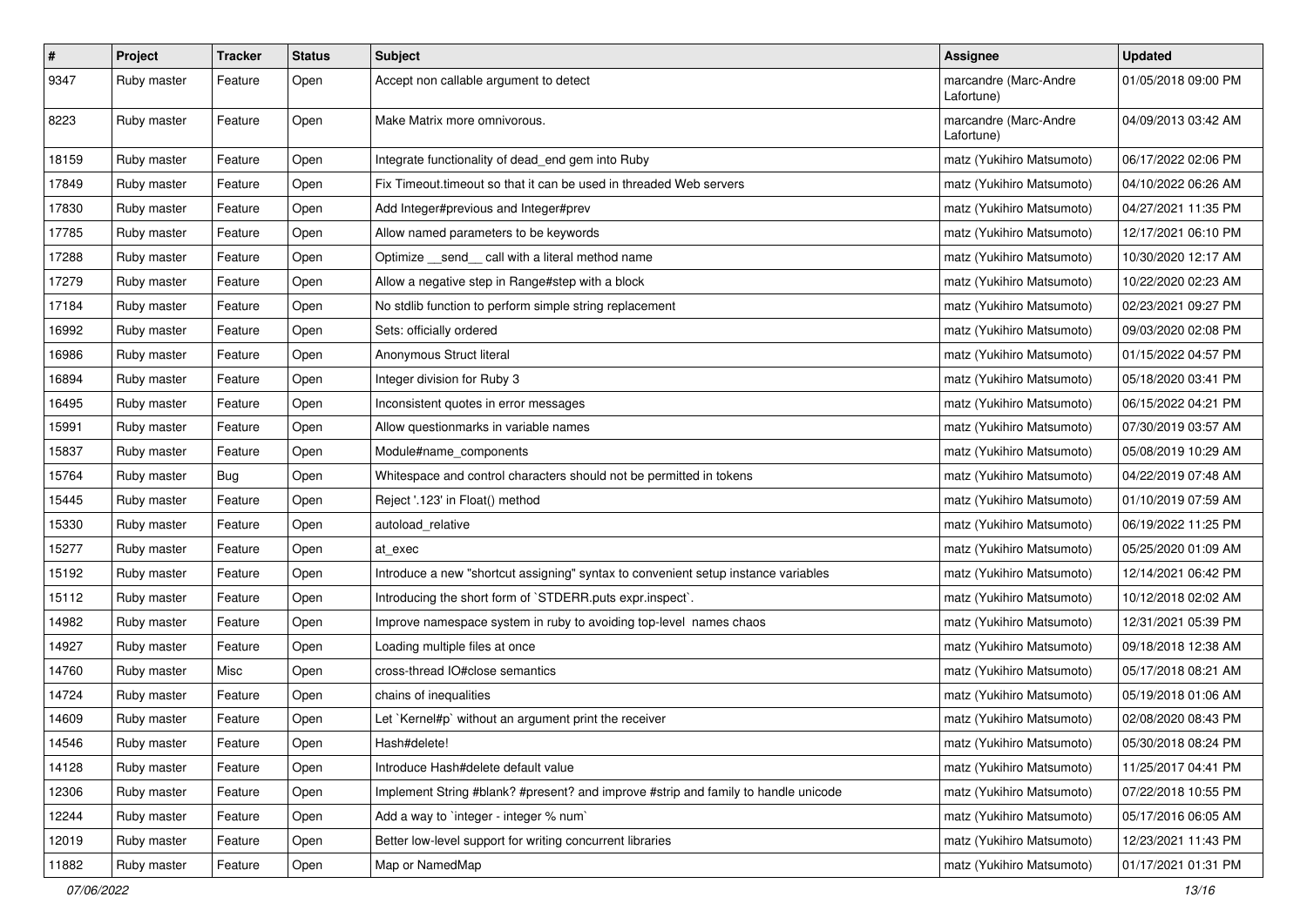| # | Project | Tracker | Status | Subject | Assignee | Updated |
|---|---|---|---|---|---|---|
| 9347 | Ruby master | Feature | Open | Accept non callable argument to detect | marcandre (Marc-Andre Lafortune) | 01/05/2018 09:00 PM |
| 8223 | Ruby master | Feature | Open | Make Matrix more omnivorous. | marcandre (Marc-Andre Lafortune) | 04/09/2013 03:42 AM |
| 18159 | Ruby master | Feature | Open | Integrate functionality of dead_end gem into Ruby | matz (Yukihiro Matsumoto) | 06/17/2022 02:06 PM |
| 17849 | Ruby master | Feature | Open | Fix Timeout.timeout so that it can be used in threaded Web servers | matz (Yukihiro Matsumoto) | 04/10/2022 06:26 AM |
| 17830 | Ruby master | Feature | Open | Add Integer#previous and Integer#prev | matz (Yukihiro Matsumoto) | 04/27/2021 11:35 PM |
| 17785 | Ruby master | Feature | Open | Allow named parameters to be keywords | matz (Yukihiro Matsumoto) | 12/17/2021 06:10 PM |
| 17288 | Ruby master | Feature | Open | Optimize __send__ call with a literal method name | matz (Yukihiro Matsumoto) | 10/30/2020 12:17 AM |
| 17279 | Ruby master | Feature | Open | Allow a negative step in Range#step with a block | matz (Yukihiro Matsumoto) | 10/22/2020 02:23 AM |
| 17184 | Ruby master | Feature | Open | No stdlib function to perform simple string replacement | matz (Yukihiro Matsumoto) | 02/23/2021 09:27 PM |
| 16992 | Ruby master | Feature | Open | Sets: officially ordered | matz (Yukihiro Matsumoto) | 09/03/2020 02:08 PM |
| 16986 | Ruby master | Feature | Open | Anonymous Struct literal | matz (Yukihiro Matsumoto) | 01/15/2022 04:57 PM |
| 16894 | Ruby master | Feature | Open | Integer division for Ruby 3 | matz (Yukihiro Matsumoto) | 05/18/2020 03:41 PM |
| 16495 | Ruby master | Feature | Open | Inconsistent quotes in error messages | matz (Yukihiro Matsumoto) | 06/15/2022 04:21 PM |
| 15991 | Ruby master | Feature | Open | Allow questionmarks in variable names | matz (Yukihiro Matsumoto) | 07/30/2019 03:57 AM |
| 15837 | Ruby master | Feature | Open | Module#name_components | matz (Yukihiro Matsumoto) | 05/08/2019 10:29 AM |
| 15764 | Ruby master | Bug | Open | Whitespace and control characters should not be permitted in tokens | matz (Yukihiro Matsumoto) | 04/22/2019 07:48 AM |
| 15445 | Ruby master | Feature | Open | Reject '.123' in Float() method | matz (Yukihiro Matsumoto) | 01/10/2019 07:59 AM |
| 15330 | Ruby master | Feature | Open | autoload_relative | matz (Yukihiro Matsumoto) | 06/19/2022 11:25 PM |
| 15277 | Ruby master | Feature | Open | at_exec | matz (Yukihiro Matsumoto) | 05/25/2020 01:09 AM |
| 15192 | Ruby master | Feature | Open | Introduce a new "shortcut assigning" syntax to convenient setup instance variables | matz (Yukihiro Matsumoto) | 12/14/2021 06:42 PM |
| 15112 | Ruby master | Feature | Open | Introducing the short form of `STDERR.puts expr.inspect`. | matz (Yukihiro Matsumoto) | 10/12/2018 02:02 AM |
| 14982 | Ruby master | Feature | Open | Improve namespace system in ruby to avoiding top-level names chaos | matz (Yukihiro Matsumoto) | 12/31/2021 05:39 PM |
| 14927 | Ruby master | Feature | Open | Loading multiple files at once | matz (Yukihiro Matsumoto) | 09/18/2018 12:38 AM |
| 14760 | Ruby master | Misc | Open | cross-thread IO#close semantics | matz (Yukihiro Matsumoto) | 05/17/2018 08:21 AM |
| 14724 | Ruby master | Feature | Open | chains of inequalities | matz (Yukihiro Matsumoto) | 05/19/2018 01:06 AM |
| 14609 | Ruby master | Feature | Open | Let `Kernel#p` without an argument print the receiver | matz (Yukihiro Matsumoto) | 02/08/2020 08:43 PM |
| 14546 | Ruby master | Feature | Open | Hash#delete! | matz (Yukihiro Matsumoto) | 05/30/2018 08:24 PM |
| 14128 | Ruby master | Feature | Open | Introduce Hash#delete default value | matz (Yukihiro Matsumoto) | 11/25/2017 04:41 PM |
| 12306 | Ruby master | Feature | Open | Implement String #blank? #present? and improve #strip and family to handle unicode | matz (Yukihiro Matsumoto) | 07/22/2018 10:55 PM |
| 12244 | Ruby master | Feature | Open | Add a way to `integer - integer % num` | matz (Yukihiro Matsumoto) | 05/17/2016 06:05 AM |
| 12019 | Ruby master | Feature | Open | Better low-level support for writing concurrent libraries | matz (Yukihiro Matsumoto) | 12/23/2021 11:43 PM |
| 11882 | Ruby master | Feature | Open | Map or NamedMap | matz (Yukihiro Matsumoto) | 01/17/2021 01:31 PM |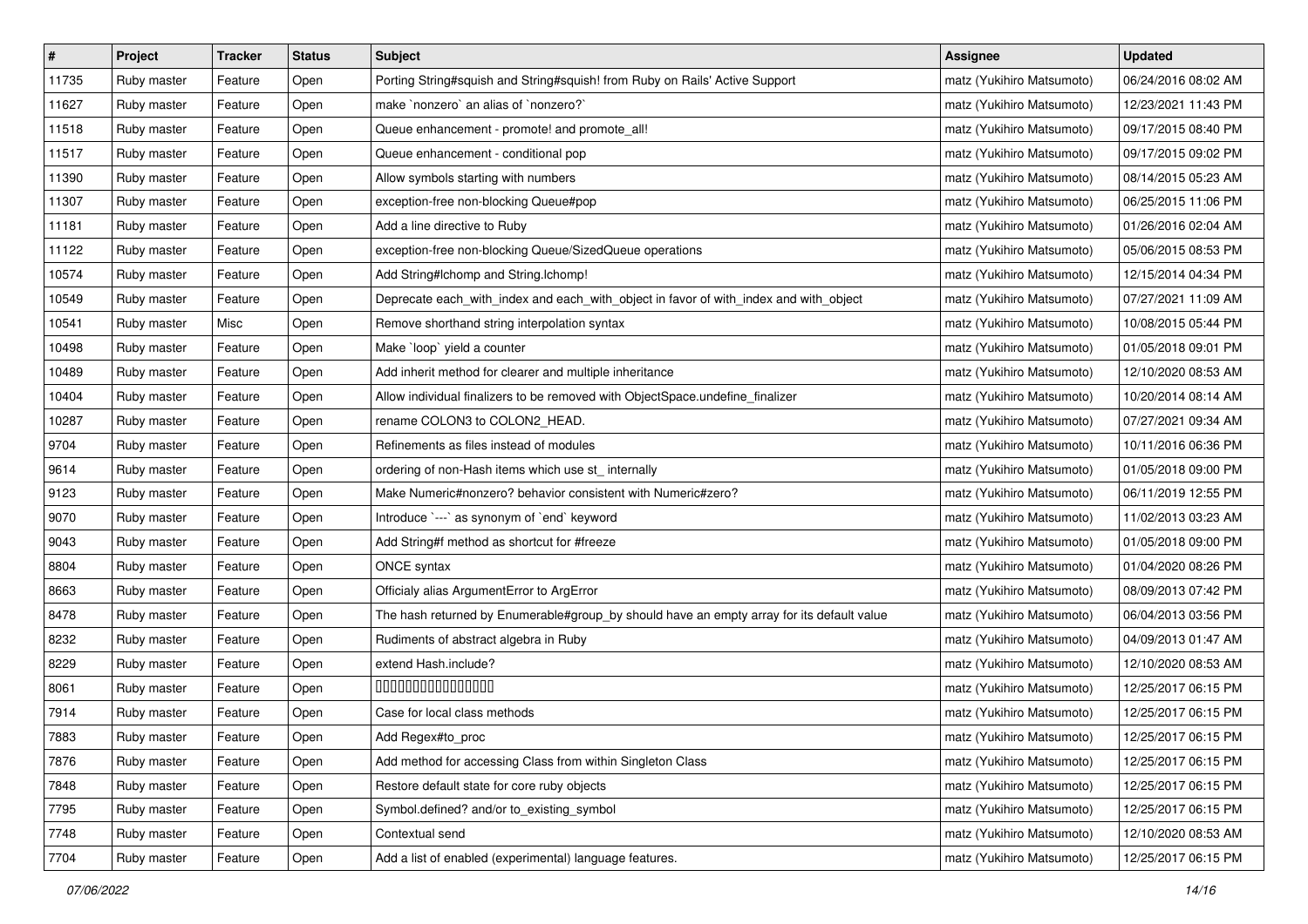| # | Project | Tracker | Status | Subject | Assignee | Updated |
|---|---|---|---|---|---|---|
| 11735 | Ruby master | Feature | Open | Porting String#squish and String#squish! from Ruby on Rails' Active Support | matz (Yukihiro Matsumoto) | 06/24/2016 08:02 AM |
| 11627 | Ruby master | Feature | Open | make `nonzero` an alias of `nonzero?` | matz (Yukihiro Matsumoto) | 12/23/2021 11:43 PM |
| 11518 | Ruby master | Feature | Open | Queue enhancement - promote! and promote_all! | matz (Yukihiro Matsumoto) | 09/17/2015 08:40 PM |
| 11517 | Ruby master | Feature | Open | Queue enhancement - conditional pop | matz (Yukihiro Matsumoto) | 09/17/2015 09:02 PM |
| 11390 | Ruby master | Feature | Open | Allow symbols starting with numbers | matz (Yukihiro Matsumoto) | 08/14/2015 05:23 AM |
| 11307 | Ruby master | Feature | Open | exception-free non-blocking Queue#pop | matz (Yukihiro Matsumoto) | 06/25/2015 11:06 PM |
| 11181 | Ruby master | Feature | Open | Add a line directive to Ruby | matz (Yukihiro Matsumoto) | 01/26/2016 02:04 AM |
| 11122 | Ruby master | Feature | Open | exception-free non-blocking Queue/SizedQueue operations | matz (Yukihiro Matsumoto) | 05/06/2015 08:53 PM |
| 10574 | Ruby master | Feature | Open | Add String#lchomp and String.lchomp! | matz (Yukihiro Matsumoto) | 12/15/2014 04:34 PM |
| 10549 | Ruby master | Feature | Open | Deprecate each_with_index and each_with_object in favor of with_index and with_object | matz (Yukihiro Matsumoto) | 07/27/2021 11:09 AM |
| 10541 | Ruby master | Misc | Open | Remove shorthand string interpolation syntax | matz (Yukihiro Matsumoto) | 10/08/2015 05:44 PM |
| 10498 | Ruby master | Feature | Open | Make `loop` yield a counter | matz (Yukihiro Matsumoto) | 01/05/2018 09:01 PM |
| 10489 | Ruby master | Feature | Open | Add inherit method for clearer and multiple inheritance | matz (Yukihiro Matsumoto) | 12/10/2020 08:53 AM |
| 10404 | Ruby master | Feature | Open | Allow individual finalizers to be removed with ObjectSpace.undefine_finalizer | matz (Yukihiro Matsumoto) | 10/20/2014 08:14 AM |
| 10287 | Ruby master | Feature | Open | rename COLON3 to COLON2_HEAD. | matz (Yukihiro Matsumoto) | 07/27/2021 09:34 AM |
| 9704 | Ruby master | Feature | Open | Refinements as files instead of modules | matz (Yukihiro Matsumoto) | 10/11/2016 06:36 PM |
| 9614 | Ruby master | Feature | Open | ordering of non-Hash items which use st_ internally | matz (Yukihiro Matsumoto) | 01/05/2018 09:00 PM |
| 9123 | Ruby master | Feature | Open | Make Numeric#nonzero? behavior consistent with Numeric#zero? | matz (Yukihiro Matsumoto) | 06/11/2019 12:55 PM |
| 9070 | Ruby master | Feature | Open | Introduce `---` as synonym of `end` keyword | matz (Yukihiro Matsumoto) | 11/02/2013 03:23 AM |
| 9043 | Ruby master | Feature | Open | Add String#f method as shortcut for #freeze | matz (Yukihiro Matsumoto) | 01/05/2018 09:00 PM |
| 8804 | Ruby master | Feature | Open | ONCE syntax | matz (Yukihiro Matsumoto) | 01/04/2020 08:26 PM |
| 8663 | Ruby master | Feature | Open | Officialy alias ArgumentError to ArgError | matz (Yukihiro Matsumoto) | 08/09/2013 07:42 PM |
| 8478 | Ruby master | Feature | Open | The hash returned by Enumerable#group_by should have an empty array for its default value | matz (Yukihiro Matsumoto) | 06/04/2013 03:56 PM |
| 8232 | Ruby master | Feature | Open | Rudiments of abstract algebra in Ruby | matz (Yukihiro Matsumoto) | 04/09/2013 01:47 AM |
| 8229 | Ruby master | Feature | Open | extend Hash.include? | matz (Yukihiro Matsumoto) | 12/10/2020 08:53 AM |
| 8061 | Ruby master | Feature | Open | 0000000000000000 | matz (Yukihiro Matsumoto) | 12/25/2017 06:15 PM |
| 7914 | Ruby master | Feature | Open | Case for local class methods | matz (Yukihiro Matsumoto) | 12/25/2017 06:15 PM |
| 7883 | Ruby master | Feature | Open | Add Regex#to_proc | matz (Yukihiro Matsumoto) | 12/25/2017 06:15 PM |
| 7876 | Ruby master | Feature | Open | Add method for accessing Class from within Singleton Class | matz (Yukihiro Matsumoto) | 12/25/2017 06:15 PM |
| 7848 | Ruby master | Feature | Open | Restore default state for core ruby objects | matz (Yukihiro Matsumoto) | 12/25/2017 06:15 PM |
| 7795 | Ruby master | Feature | Open | Symbol.defined? and/or to_existing_symbol | matz (Yukihiro Matsumoto) | 12/25/2017 06:15 PM |
| 7748 | Ruby master | Feature | Open | Contextual send | matz (Yukihiro Matsumoto) | 12/10/2020 08:53 AM |
| 7704 | Ruby master | Feature | Open | Add a list of enabled (experimental) language features. | matz (Yukihiro Matsumoto) | 12/25/2017 06:15 PM |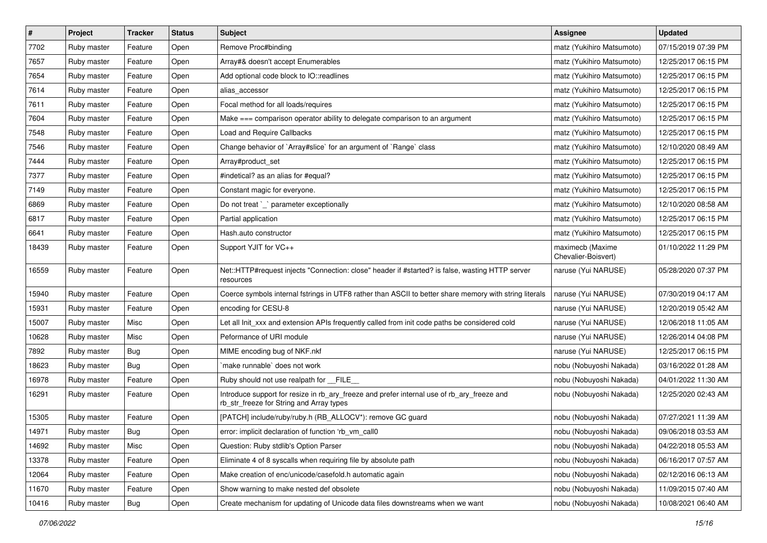| # | Project | Tracker | Status | Subject | Assignee | Updated |
|---|---|---|---|---|---|---|
| 7702 | Ruby master | Feature | Open | Remove Proc#binding | matz (Yukihiro Matsumoto) | 07/15/2019 07:39 PM |
| 7657 | Ruby master | Feature | Open | Array#& doesn't accept Enumerables | matz (Yukihiro Matsumoto) | 12/25/2017 06:15 PM |
| 7654 | Ruby master | Feature | Open | Add optional code block to IO::readlines | matz (Yukihiro Matsumoto) | 12/25/2017 06:15 PM |
| 7614 | Ruby master | Feature | Open | alias_accessor | matz (Yukihiro Matsumoto) | 12/25/2017 06:15 PM |
| 7611 | Ruby master | Feature | Open | Focal method for all loads/requires | matz (Yukihiro Matsumoto) | 12/25/2017 06:15 PM |
| 7604 | Ruby master | Feature | Open | Make === comparison operator ability to delegate comparison to an argument | matz (Yukihiro Matsumoto) | 12/25/2017 06:15 PM |
| 7548 | Ruby master | Feature | Open | Load and Require Callbacks | matz (Yukihiro Matsumoto) | 12/25/2017 06:15 PM |
| 7546 | Ruby master | Feature | Open | Change behavior of `Array#slice` for an argument of `Range` class | matz (Yukihiro Matsumoto) | 12/10/2020 08:49 AM |
| 7444 | Ruby master | Feature | Open | Array#product_set | matz (Yukihiro Matsumoto) | 12/25/2017 06:15 PM |
| 7377 | Ruby master | Feature | Open | #indetical? as an alias for #equal? | matz (Yukihiro Matsumoto) | 12/25/2017 06:15 PM |
| 7149 | Ruby master | Feature | Open | Constant magic for everyone. | matz (Yukihiro Matsumoto) | 12/25/2017 06:15 PM |
| 6869 | Ruby master | Feature | Open | Do not treat `_` parameter exceptionally | matz (Yukihiro Matsumoto) | 12/10/2020 08:58 AM |
| 6817 | Ruby master | Feature | Open | Partial application | matz (Yukihiro Matsumoto) | 12/25/2017 06:15 PM |
| 6641 | Ruby master | Feature | Open | Hash.auto constructor | matz (Yukihiro Matsumoto) | 12/25/2017 06:15 PM |
| 18439 | Ruby master | Feature | Open | Support YJIT for VC++ | maximecb (Maxime Chevalier-Boisvert) | 01/10/2022 11:29 PM |
| 16559 | Ruby master | Feature | Open | Net::HTTP#request injects "Connection: close" header if #started? is false, wasting HTTP server resources | naruse (Yui NARUSE) | 05/28/2020 07:37 PM |
| 15940 | Ruby master | Feature | Open | Coerce symbols internal fstrings in UTF8 rather than ASCII to better share memory with string literals | naruse (Yui NARUSE) | 07/30/2019 04:17 AM |
| 15931 | Ruby master | Feature | Open | encoding for CESU-8 | naruse (Yui NARUSE) | 12/20/2019 05:42 AM |
| 15007 | Ruby master | Misc | Open | Let all Init_xxx and extension APIs frequently called from init code paths be considered cold | naruse (Yui NARUSE) | 12/06/2018 11:05 AM |
| 10628 | Ruby master | Misc | Open | Peformance of URI module | naruse (Yui NARUSE) | 12/26/2014 04:08 PM |
| 7892 | Ruby master | Bug | Open | MIME encoding bug of NKF.nkf | naruse (Yui NARUSE) | 12/25/2017 06:15 PM |
| 18623 | Ruby master | Bug | Open | `make runnable` does not work | nobu (Nobuyoshi Nakada) | 03/16/2022 01:28 AM |
| 16978 | Ruby master | Feature | Open | Ruby should not use realpath for __FILE__ | nobu (Nobuyoshi Nakada) | 04/01/2022 11:30 AM |
| 16291 | Ruby master | Feature | Open | Introduce support for resize in rb_ary_freeze and prefer internal use of rb_ary_freeze and rb_str_freeze for String and Array types | nobu (Nobuyoshi Nakada) | 12/25/2020 02:43 AM |
| 15305 | Ruby master | Feature | Open | [PATCH] include/ruby/ruby.h (RB_ALLOCV*): remove GC guard | nobu (Nobuyoshi Nakada) | 07/27/2021 11:39 AM |
| 14971 | Ruby master | Bug | Open | error: implicit declaration of function 'rb_vm_call0 | nobu (Nobuyoshi Nakada) | 09/06/2018 03:53 AM |
| 14692 | Ruby master | Misc | Open | Question: Ruby stdlib's Option Parser | nobu (Nobuyoshi Nakada) | 04/22/2018 05:53 AM |
| 13378 | Ruby master | Feature | Open | Eliminate 4 of 8 syscalls when requiring file by absolute path | nobu (Nobuyoshi Nakada) | 06/16/2017 07:57 AM |
| 12064 | Ruby master | Feature | Open | Make creation of enc/unicode/casefold.h automatic again | nobu (Nobuyoshi Nakada) | 02/12/2016 06:13 AM |
| 11670 | Ruby master | Feature | Open | Show warning to make nested def obsolete | nobu (Nobuyoshi Nakada) | 11/09/2015 07:40 AM |
| 10416 | Ruby master | Bug | Open | Create mechanism for updating of Unicode data files downstreams when we want | nobu (Nobuyoshi Nakada) | 10/08/2021 06:40 AM |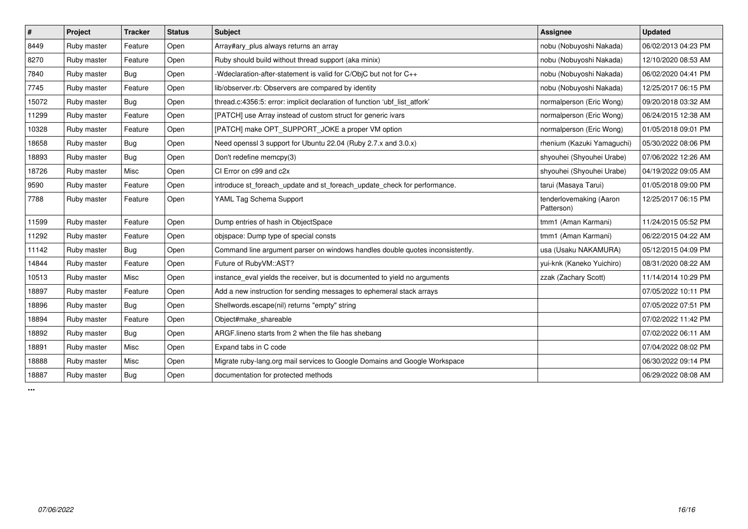| # | Project | Tracker | Status | Subject | Assignee | Updated |
| --- | --- | --- | --- | --- | --- | --- |
| 8449 | Ruby master | Feature | Open | Array#ary_plus always returns an array | nobu (Nobuyoshi Nakada) | 06/02/2013 04:23 PM |
| 8270 | Ruby master | Feature | Open | Ruby should build without thread support (aka minix) | nobu (Nobuyoshi Nakada) | 12/10/2020 08:53 AM |
| 7840 | Ruby master | Bug | Open | -Wdeclaration-after-statement is valid for C/ObjC but not for C++ | nobu (Nobuyoshi Nakada) | 06/02/2020 04:41 PM |
| 7745 | Ruby master | Feature | Open | lib/observer.rb: Observers are compared by identity | nobu (Nobuyoshi Nakada) | 12/25/2017 06:15 PM |
| 15072 | Ruby master | Bug | Open | thread.c:4356:5: error: implicit declaration of function 'ubf_list_atfork' | normalperson (Eric Wong) | 09/20/2018 03:32 AM |
| 11299 | Ruby master | Feature | Open | [PATCH] use Array instead of custom struct for generic ivars | normalperson (Eric Wong) | 06/24/2015 12:38 AM |
| 10328 | Ruby master | Feature | Open | [PATCH] make OPT_SUPPORT_JOKE a proper VM option | normalperson (Eric Wong) | 01/05/2018 09:01 PM |
| 18658 | Ruby master | Bug | Open | Need openssl 3 support for Ubuntu 22.04 (Ruby 2.7.x and 3.0.x) | rhenium (Kazuki Yamaguchi) | 05/30/2022 08:06 PM |
| 18893 | Ruby master | Bug | Open | Don't redefine memcpy(3) | shyouhei (Shyouhei Urabe) | 07/06/2022 12:26 AM |
| 18726 | Ruby master | Misc | Open | CI Error on c99 and c2x | shyouhei (Shyouhei Urabe) | 04/19/2022 09:05 AM |
| 9590 | Ruby master | Feature | Open | introduce st_foreach_update and st_foreach_update_check for performance. | tarui (Masaya Tarui) | 01/05/2018 09:00 PM |
| 7788 | Ruby master | Feature | Open | YAML Tag Schema Support | tenderlovemaking (Aaron Patterson) | 12/25/2017 06:15 PM |
| 11599 | Ruby master | Feature | Open | Dump entries of hash in ObjectSpace | tmm1 (Aman Karmani) | 11/24/2015 05:52 PM |
| 11292 | Ruby master | Feature | Open | objspace: Dump type of special consts | tmm1 (Aman Karmani) | 06/22/2015 04:22 AM |
| 11142 | Ruby master | Bug | Open | Command line argument parser on windows handles double quotes inconsistently. | usa (Usaku NAKAMURA) | 05/12/2015 04:09 PM |
| 14844 | Ruby master | Feature | Open | Future of RubyVM::AST? | yui-knk (Kaneko Yuichiro) | 08/31/2020 08:22 AM |
| 10513 | Ruby master | Misc | Open | instance_eval yields the receiver, but is documented to yield no arguments | zzak (Zachary Scott) | 11/14/2014 10:29 PM |
| 18897 | Ruby master | Feature | Open | Add a new instruction for sending messages to ephemeral stack arrays | | 07/05/2022 10:11 PM |
| 18896 | Ruby master | Bug | Open | Shellwords.escape(nil) returns "empty" string | | 07/05/2022 07:51 PM |
| 18894 | Ruby master | Feature | Open | Object#make_shareable | | 07/02/2022 11:42 PM |
| 18892 | Ruby master | Bug | Open | ARGF.lineno starts from 2 when the file has shebang | | 07/02/2022 06:11 AM |
| 18891 | Ruby master | Misc | Open | Expand tabs in C code | | 07/04/2022 08:02 PM |
| 18888 | Ruby master | Misc | Open | Migrate ruby-lang.org mail services to Google Domains and Google Workspace | | 06/30/2022 09:14 PM |
| 18887 | Ruby master | Bug | Open | documentation for protected methods | | 06/29/2022 08:08 AM |

...